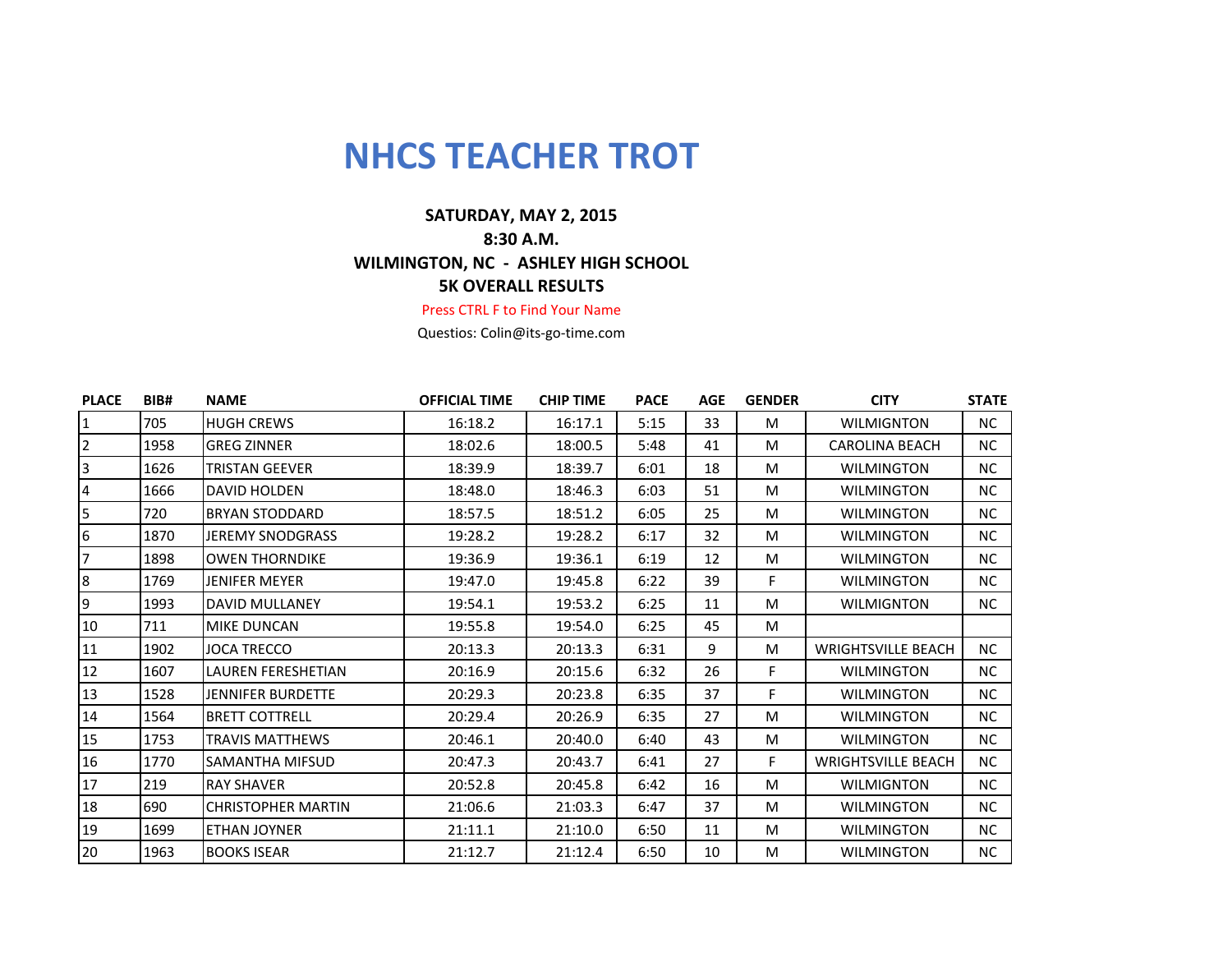# NHCS TEACHER TROT

**SATURDAY, MAY 2, 2015**

**8:30 A.M.**

**WILMINGTON, NC - ASHLEY HIGH SCHOOL**

**5K OVERALL RESULTS**

Press CTRL F to Find Your Name

Questios: Colin@its-go-time.com

| PLACE | BIB# | NAME | OFFICIAL TIME | CHIP TIME | PACE | AGE | GENDER | CITY | STATE |
|---|---|---|---|---|---|---|---|---|---|
| 1 | 705 | HUGH CREWS | 16:18.2 | 16:17.1 | 5:15 | 33 | M | WILMIGNTON | NC |
| 2 | 1958 | GREG ZINNER | 18:02.6 | 18:00.5 | 5:48 | 41 | M | CAROLINA BEACH | NC |
| 3 | 1626 | TRISTAN GEEVER | 18:39.9 | 18:39.7 | 6:01 | 18 | M | WILMINGTON | NC |
| 4 | 1666 | DAVID HOLDEN | 18:48.0 | 18:46.3 | 6:03 | 51 | M | WILMINGTON | NC |
| 5 | 720 | BRYAN STODDARD | 18:57.5 | 18:51.2 | 6:05 | 25 | M | WILMINGTON | NC |
| 6 | 1870 | JEREMY SNODGRASS | 19:28.2 | 19:28.2 | 6:17 | 32 | M | WILMINGTON | NC |
| 7 | 1898 | OWEN THORNDIKE | 19:36.9 | 19:36.1 | 6:19 | 12 | M | WILMINGTON | NC |
| 8 | 1769 | JENIFER MEYER | 19:47.0 | 19:45.8 | 6:22 | 39 | F | WILMINGTON | NC |
| 9 | 1993 | DAVID MULLANEY | 19:54.1 | 19:53.2 | 6:25 | 11 | M | WILMIGNTON | NC |
| 10 | 711 | MIKE DUNCAN | 19:55.8 | 19:54.0 | 6:25 | 45 | M | | |
| 11 | 1902 | JOCA TRECCO | 20:13.3 | 20:13.3 | 6:31 | 9 | M | WRIGHTSVILLE BEACH | NC |
| 12 | 1607 | LAUREN FERESHETIAN | 20:16.9 | 20:15.6 | 6:32 | 26 | F | WILMINGTON | NC |
| 13 | 1528 | JENNIFER BURDETTE | 20:29.3 | 20:23.8 | 6:35 | 37 | F | WILMINGTON | NC |
| 14 | 1564 | BRETT COTTRELL | 20:29.4 | 20:26.9 | 6:35 | 27 | M | WILMINGTON | NC |
| 15 | 1753 | TRAVIS MATTHEWS | 20:46.1 | 20:40.0 | 6:40 | 43 | M | WILMINGTON | NC |
| 16 | 1770 | SAMANTHA MIFSUD | 20:47.3 | 20:43.7 | 6:41 | 27 | F | WRIGHTSVILLE BEACH | NC |
| 17 | 219 | RAY SHAVER | 20:52.8 | 20:45.8 | 6:42 | 16 | M | WILMIGNTON | NC |
| 18 | 690 | CHRISTOPHER MARTIN | 21:06.6 | 21:03.3 | 6:47 | 37 | M | WILMINGTON | NC |
| 19 | 1699 | ETHAN JOYNER | 21:11.1 | 21:10.0 | 6:50 | 11 | M | WILMINGTON | NC |
| 20 | 1963 | BOOKS ISEAR | 21:12.7 | 21:12.4 | 6:50 | 10 | M | WILMINGTON | NC |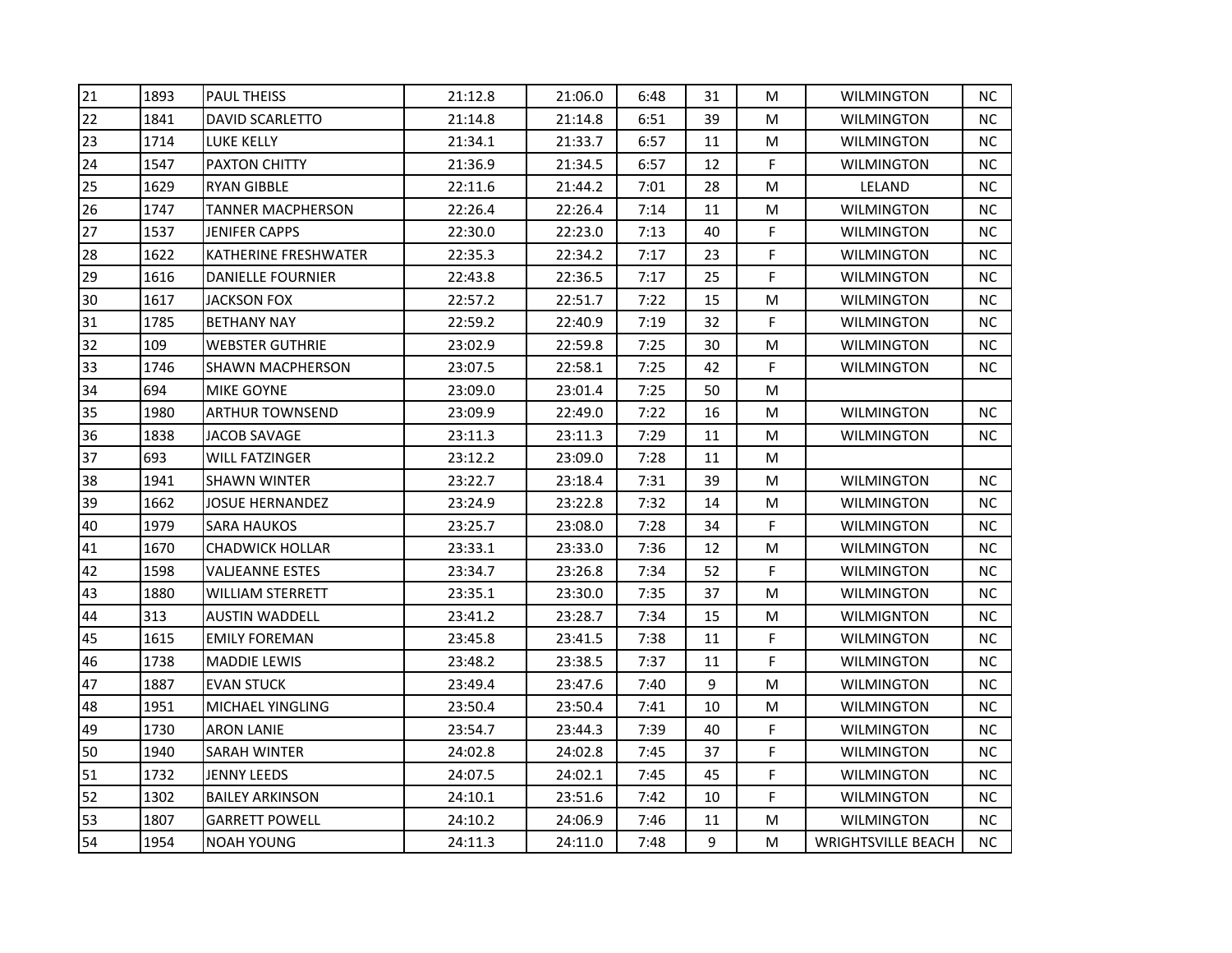| 21 | 1893 | PAUL THEISS | 21:12.8 | 21:06.0 | 6:48 | 31 | M | WILMINGTON | NC |
|---|---|---|---|---|---|---|---|---|---|
| 22 | 1841 | DAVID SCARLETTO | 21:14.8 | 21:14.8 | 6:51 | 39 | M | WILMINGTON | NC |
| 23 | 1714 | LUKE KELLY | 21:34.1 | 21:33.7 | 6:57 | 11 | M | WILMINGTON | NC |
| 24 | 1547 | PAXTON CHITTY | 21:36.9 | 21:34.5 | 6:57 | 12 | F | WILMINGTON | NC |
| 25 | 1629 | RYAN GIBBLE | 22:11.6 | 21:44.2 | 7:01 | 28 | M | LELAND | NC |
| 26 | 1747 | TANNER MACPHERSON | 22:26.4 | 22:26.4 | 7:14 | 11 | M | WILMINGTON | NC |
| 27 | 1537 | JENIFER CAPPS | 22:30.0 | 22:23.0 | 7:13 | 40 | F | WILMINGTON | NC |
| 28 | 1622 | KATHERINE FRESHWATER | 22:35.3 | 22:34.2 | 7:17 | 23 | F | WILMINGTON | NC |
| 29 | 1616 | DANIELLE FOURNIER | 22:43.8 | 22:36.5 | 7:17 | 25 | F | WILMINGTON | NC |
| 30 | 1617 | JACKSON FOX | 22:57.2 | 22:51.7 | 7:22 | 15 | M | WILMINGTON | NC |
| 31 | 1785 | BETHANY NAY | 22:59.2 | 22:40.9 | 7:19 | 32 | F | WILMINGTON | NC |
| 32 | 109 | WEBSTER GUTHRIE | 23:02.9 | 22:59.8 | 7:25 | 30 | M | WILMINGTON | NC |
| 33 | 1746 | SHAWN MACPHERSON | 23:07.5 | 22:58.1 | 7:25 | 42 | F | WILMINGTON | NC |
| 34 | 694 | MIKE GOYNE | 23:09.0 | 23:01.4 | 7:25 | 50 | M | | |
| 35 | 1980 | ARTHUR TOWNSEND | 23:09.9 | 22:49.0 | 7:22 | 16 | M | WILMINGTON | NC |
| 36 | 1838 | JACOB SAVAGE | 23:11.3 | 23:11.3 | 7:29 | 11 | M | WILMINGTON | NC |
| 37 | 693 | WILL FATZINGER | 23:12.2 | 23:09.0 | 7:28 | 11 | M | | |
| 38 | 1941 | SHAWN WINTER | 23:22.7 | 23:18.4 | 7:31 | 39 | M | WILMINGTON | NC |
| 39 | 1662 | JOSUE HERNANDEZ | 23:24.9 | 23:22.8 | 7:32 | 14 | M | WILMINGTON | NC |
| 40 | 1979 | SARA HAUKOS | 23:25.7 | 23:08.0 | 7:28 | 34 | F | WILMINGTON | NC |
| 41 | 1670 | CHADWICK HOLLAR | 23:33.1 | 23:33.0 | 7:36 | 12 | M | WILMINGTON | NC |
| 42 | 1598 | VALJEANNE ESTES | 23:34.7 | 23:26.8 | 7:34 | 52 | F | WILMINGTON | NC |
| 43 | 1880 | WILLIAM STERRETT | 23:35.1 | 23:30.0 | 7:35 | 37 | M | WILMINGTON | NC |
| 44 | 313 | AUSTIN WADDELL | 23:41.2 | 23:28.7 | 7:34 | 15 | M | WILMIGNTON | NC |
| 45 | 1615 | EMILY FOREMAN | 23:45.8 | 23:41.5 | 7:38 | 11 | F | WILMINGTON | NC |
| 46 | 1738 | MADDIE LEWIS | 23:48.2 | 23:38.5 | 7:37 | 11 | F | WILMINGTON | NC |
| 47 | 1887 | EVAN STUCK | 23:49.4 | 23:47.6 | 7:40 | 9 | M | WILMINGTON | NC |
| 48 | 1951 | MICHAEL YINGLING | 23:50.4 | 23:50.4 | 7:41 | 10 | M | WILMINGTON | NC |
| 49 | 1730 | ARON LANIE | 23:54.7 | 23:44.3 | 7:39 | 40 | F | WILMINGTON | NC |
| 50 | 1940 | SARAH WINTER | 24:02.8 | 24:02.8 | 7:45 | 37 | F | WILMINGTON | NC |
| 51 | 1732 | JENNY LEEDS | 24:07.5 | 24:02.1 | 7:45 | 45 | F | WILMINGTON | NC |
| 52 | 1302 | BAILEY ARKINSON | 24:10.1 | 23:51.6 | 7:42 | 10 | F | WILMINGTON | NC |
| 53 | 1807 | GARRETT POWELL | 24:10.2 | 24:06.9 | 7:46 | 11 | M | WILMINGTON | NC |
| 54 | 1954 | NOAH YOUNG | 24:11.3 | 24:11.0 | 7:48 | 9 | M | WRIGHTSVILLE BEACH | NC |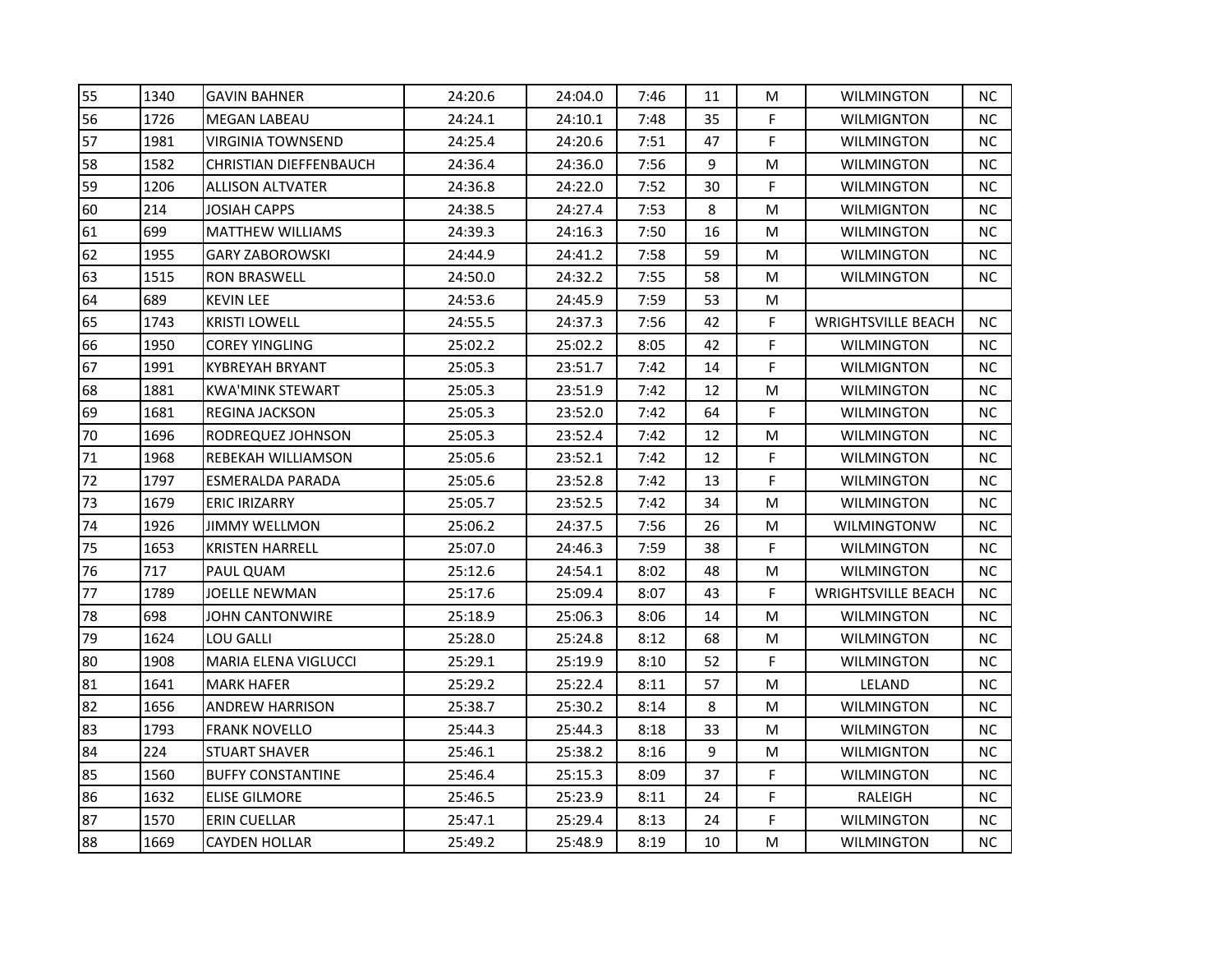| | | | | | | | | | |
|---|---|---|---|---|---|---|---|---|---|
| 55 | 1340 | GAVIN BAHNER | 24:20.6 | 24:04.0 | 7:46 | 11 | M | WILMINGTON | NC |
| 56 | 1726 | MEGAN LABEAU | 24:24.1 | 24:10.1 | 7:48 | 35 | F | WILMIGNTON | NC |
| 57 | 1981 | VIRGINIA TOWNSEND | 24:25.4 | 24:20.6 | 7:51 | 47 | F | WILMINGTON | NC |
| 58 | 1582 | CHRISTIAN DIEFFENBAUCH | 24:36.4 | 24:36.0 | 7:56 | 9 | M | WILMINGTON | NC |
| 59 | 1206 | ALLISON ALTVATER | 24:36.8 | 24:22.0 | 7:52 | 30 | F | WILMINGTON | NC |
| 60 | 214 | JOSIAH CAPPS | 24:38.5 | 24:27.4 | 7:53 | 8 | M | WILMIGNTON | NC |
| 61 | 699 | MATTHEW WILLIAMS | 24:39.3 | 24:16.3 | 7:50 | 16 | M | WILMINGTON | NC |
| 62 | 1955 | GARY ZABOROWSKI | 24:44.9 | 24:41.2 | 7:58 | 59 | M | WILMINGTON | NC |
| 63 | 1515 | RON BRASWELL | 24:50.0 | 24:32.2 | 7:55 | 58 | M | WILMINGTON | NC |
| 64 | 689 | KEVIN LEE | 24:53.6 | 24:45.9 | 7:59 | 53 | M | | |
| 65 | 1743 | KRISTI LOWELL | 24:55.5 | 24:37.3 | 7:56 | 42 | F | WRIGHTSVILLE BEACH | NC |
| 66 | 1950 | COREY YINGLING | 25:02.2 | 25:02.2 | 8:05 | 42 | F | WILMINGTON | NC |
| 67 | 1991 | KYBREYAH BRYANT | 25:05.3 | 23:51.7 | 7:42 | 14 | F | WILMIGNTON | NC |
| 68 | 1881 | KWA'MINK STEWART | 25:05.3 | 23:51.9 | 7:42 | 12 | M | WILMINGTON | NC |
| 69 | 1681 | REGINA JACKSON | 25:05.3 | 23:52.0 | 7:42 | 64 | F | WILMINGTON | NC |
| 70 | 1696 | RODREQUEZ JOHNSON | 25:05.3 | 23:52.4 | 7:42 | 12 | M | WILMINGTON | NC |
| 71 | 1968 | REBEKAH WILLIAMSON | 25:05.6 | 23:52.1 | 7:42 | 12 | F | WILMINGTON | NC |
| 72 | 1797 | ESMERALDA PARADA | 25:05.6 | 23:52.8 | 7:42 | 13 | F | WILMINGTON | NC |
| 73 | 1679 | ERIC IRIZARRY | 25:05.7 | 23:52.5 | 7:42 | 34 | M | WILMINGTON | NC |
| 74 | 1926 | JIMMY WELLMON | 25:06.2 | 24:37.5 | 7:56 | 26 | M | WILMINGTONW | NC |
| 75 | 1653 | KRISTEN HARRELL | 25:07.0 | 24:46.3 | 7:59 | 38 | F | WILMINGTON | NC |
| 76 | 717 | PAUL QUAM | 25:12.6 | 24:54.1 | 8:02 | 48 | M | WILMINGTON | NC |
| 77 | 1789 | JOELLE NEWMAN | 25:17.6 | 25:09.4 | 8:07 | 43 | F | WRIGHTSVILLE BEACH | NC |
| 78 | 698 | JOHN CANTONWIRE | 25:18.9 | 25:06.3 | 8:06 | 14 | M | WILMINGTON | NC |
| 79 | 1624 | LOU GALLI | 25:28.0 | 25:24.8 | 8:12 | 68 | M | WILMINGTON | NC |
| 80 | 1908 | MARIA ELENA VIGLUCCI | 25:29.1 | 25:19.9 | 8:10 | 52 | F | WILMINGTON | NC |
| 81 | 1641 | MARK HAFER | 25:29.2 | 25:22.4 | 8:11 | 57 | M | LELAND | NC |
| 82 | 1656 | ANDREW HARRISON | 25:38.7 | 25:30.2 | 8:14 | 8 | M | WILMINGTON | NC |
| 83 | 1793 | FRANK NOVELLO | 25:44.3 | 25:44.3 | 8:18 | 33 | M | WILMINGTON | NC |
| 84 | 224 | STUART SHAVER | 25:46.1 | 25:38.2 | 8:16 | 9 | M | WILMIGNTON | NC |
| 85 | 1560 | BUFFY CONSTANTINE | 25:46.4 | 25:15.3 | 8:09 | 37 | F | WILMINGTON | NC |
| 86 | 1632 | ELISE GILMORE | 25:46.5 | 25:23.9 | 8:11 | 24 | F | RALEIGH | NC |
| 87 | 1570 | ERIN CUELLAR | 25:47.1 | 25:29.4 | 8:13 | 24 | F | WILMINGTON | NC |
| 88 | 1669 | CAYDEN HOLLAR | 25:49.2 | 25:48.9 | 8:19 | 10 | M | WILMINGTON | NC |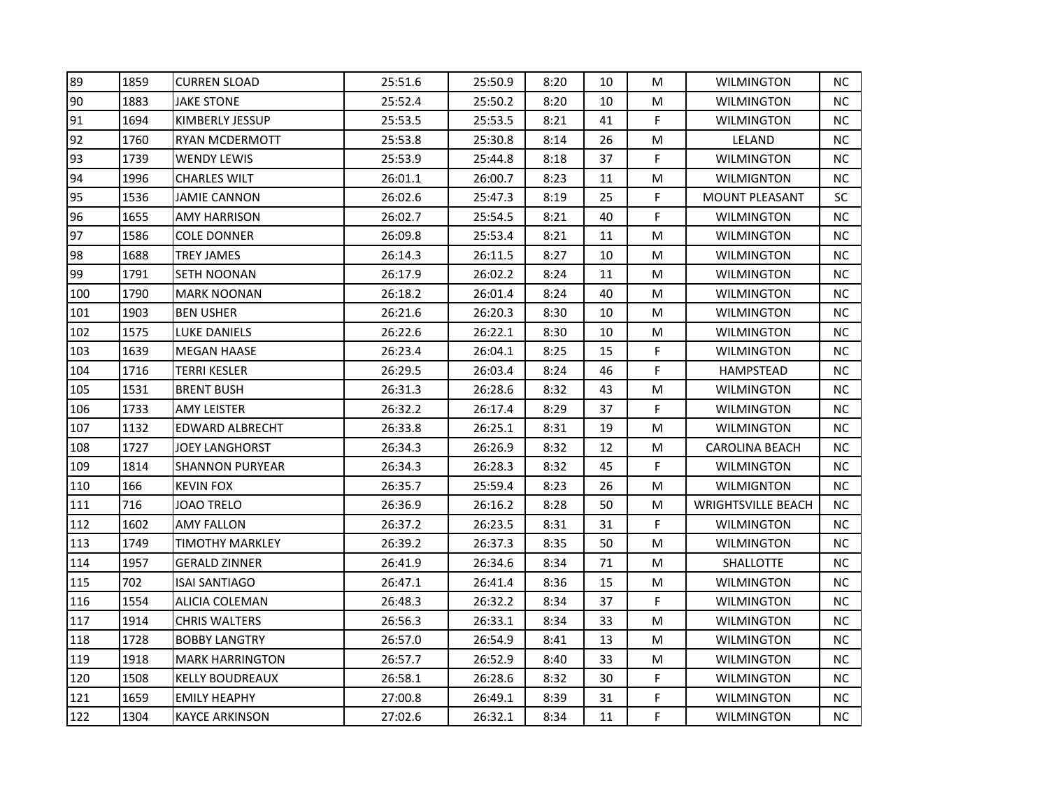| | | | | | | | | | |
|---|---|---|---|---|---|---|---|---|---|
| 89 | 1859 | CURREN SLOAD | 25:51.6 | 25:50.9 | 8:20 | 10 | M | WILMINGTON | NC |
| 90 | 1883 | JAKE STONE | 25:52.4 | 25:50.2 | 8:20 | 10 | M | WILMINGTON | NC |
| 91 | 1694 | KIMBERLY JESSUP | 25:53.5 | 25:53.5 | 8:21 | 41 | F | WILMINGTON | NC |
| 92 | 1760 | RYAN MCDERMOTT | 25:53.8 | 25:30.8 | 8:14 | 26 | M | LELAND | NC |
| 93 | 1739 | WENDY LEWIS | 25:53.9 | 25:44.8 | 8:18 | 37 | F | WILMINGTON | NC |
| 94 | 1996 | CHARLES WILT | 26:01.1 | 26:00.7 | 8:23 | 11 | M | WILMIGNTON | NC |
| 95 | 1536 | JAMIE CANNON | 26:02.6 | 25:47.3 | 8:19 | 25 | F | MOUNT PLEASANT | SC |
| 96 | 1655 | AMY HARRISON | 26:02.7 | 25:54.5 | 8:21 | 40 | F | WILMINGTON | NC |
| 97 | 1586 | COLE DONNER | 26:09.8 | 25:53.4 | 8:21 | 11 | M | WILMINGTON | NC |
| 98 | 1688 | TREY JAMES | 26:14.3 | 26:11.5 | 8:27 | 10 | M | WILMINGTON | NC |
| 99 | 1791 | SETH NOONAN | 26:17.9 | 26:02.2 | 8:24 | 11 | M | WILMINGTON | NC |
| 100 | 1790 | MARK NOONAN | 26:18.2 | 26:01.4 | 8:24 | 40 | M | WILMINGTON | NC |
| 101 | 1903 | BEN USHER | 26:21.6 | 26:20.3 | 8:30 | 10 | M | WILMINGTON | NC |
| 102 | 1575 | LUKE DANIELS | 26:22.6 | 26:22.1 | 8:30 | 10 | M | WILMINGTON | NC |
| 103 | 1639 | MEGAN HAASE | 26:23.4 | 26:04.1 | 8:25 | 15 | F | WILMINGTON | NC |
| 104 | 1716 | TERRI KESLER | 26:29.5 | 26:03.4 | 8:24 | 46 | F | HAMPSTEAD | NC |
| 105 | 1531 | BRENT BUSH | 26:31.3 | 26:28.6 | 8:32 | 43 | M | WILMINGTON | NC |
| 106 | 1733 | AMY LEISTER | 26:32.2 | 26:17.4 | 8:29 | 37 | F | WILMINGTON | NC |
| 107 | 1132 | EDWARD ALBRECHT | 26:33.8 | 26:25.1 | 8:31 | 19 | M | WILMINGTON | NC |
| 108 | 1727 | JOEY LANGHORST | 26:34.3 | 26:26.9 | 8:32 | 12 | M | CAROLINA BEACH | NC |
| 109 | 1814 | SHANNON PURYEAR | 26:34.3 | 26:28.3 | 8:32 | 45 | F | WILMINGTON | NC |
| 110 | 166 | KEVIN FOX | 26:35.7 | 25:59.4 | 8:23 | 26 | M | WILMIGNTON | NC |
| 111 | 716 | JOAO TRELO | 26:36.9 | 26:16.2 | 8:28 | 50 | M | WRIGHTSVILLE BEACH | NC |
| 112 | 1602 | AMY FALLON | 26:37.2 | 26:23.5 | 8:31 | 31 | F | WILMINGTON | NC |
| 113 | 1749 | TIMOTHY MARKLEY | 26:39.2 | 26:37.3 | 8:35 | 50 | M | WILMINGTON | NC |
| 114 | 1957 | GERALD ZINNER | 26:41.9 | 26:34.6 | 8:34 | 71 | M | SHALLOTTE | NC |
| 115 | 702 | ISAI SANTIAGO | 26:47.1 | 26:41.4 | 8:36 | 15 | M | WILMINGTON | NC |
| 116 | 1554 | ALICIA COLEMAN | 26:48.3 | 26:32.2 | 8:34 | 37 | F | WILMINGTON | NC |
| 117 | 1914 | CHRIS WALTERS | 26:56.3 | 26:33.1 | 8:34 | 33 | M | WILMINGTON | NC |
| 118 | 1728 | BOBBY LANGTRY | 26:57.0 | 26:54.9 | 8:41 | 13 | M | WILMINGTON | NC |
| 119 | 1918 | MARK HARRINGTON | 26:57.7 | 26:52.9 | 8:40 | 33 | M | WILMINGTON | NC |
| 120 | 1508 | KELLY BOUDREAUX | 26:58.1 | 26:28.6 | 8:32 | 30 | F | WILMINGTON | NC |
| 121 | 1659 | EMILY HEAPHY | 27:00.8 | 26:49.1 | 8:39 | 31 | F | WILMINGTON | NC |
| 122 | 1304 | KAYCE ARKINSON | 27:02.6 | 26:32.1 | 8:34 | 11 | F | WILMINGTON | NC |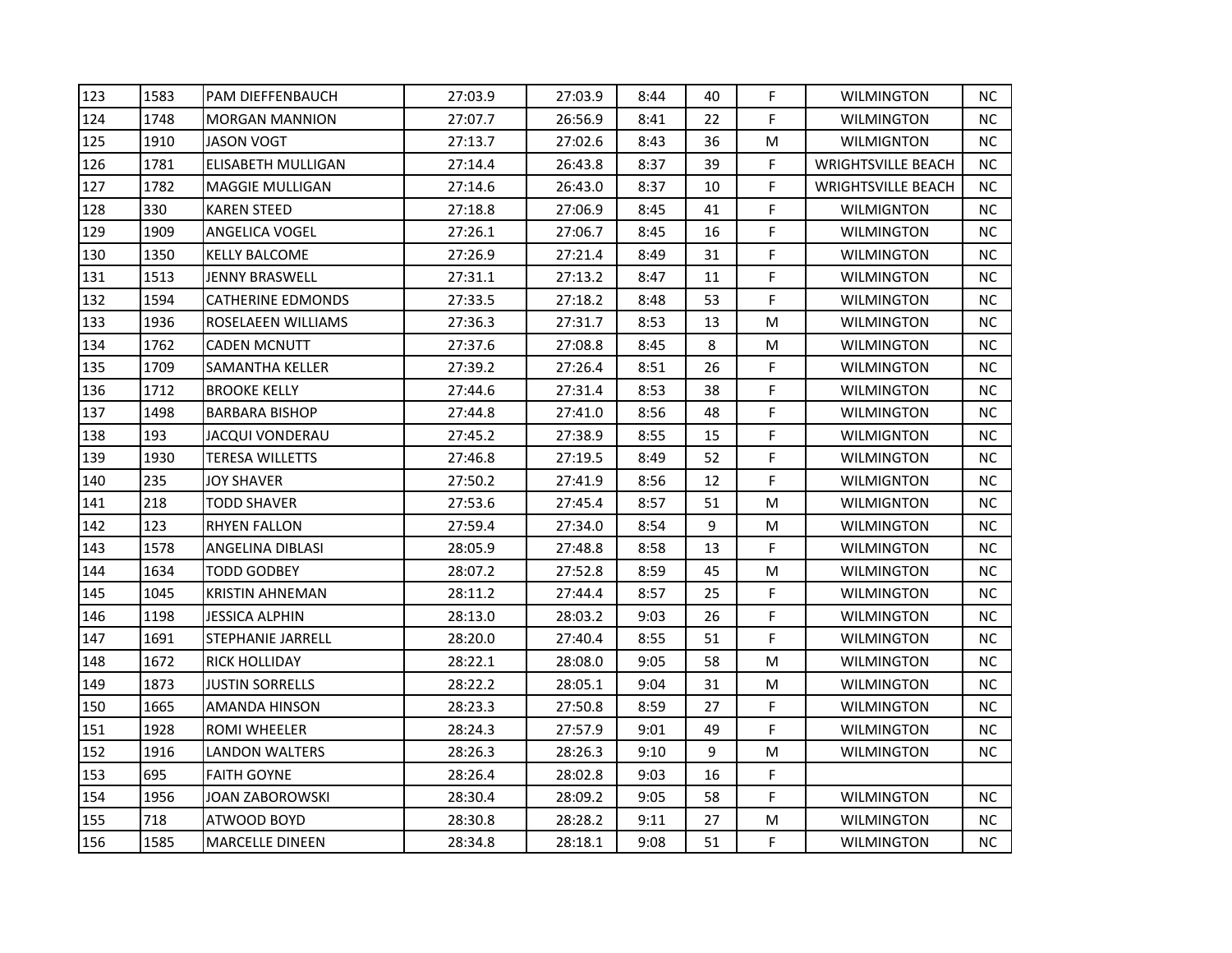| | | | | | | | | | |
|---|---|---|---|---|---|---|---|---|---|
| 123 | 1583 | PAM DIEFFENBAUCH | 27:03.9 | 27:03.9 | 8:44 | 40 | F | WILMINGTON | NC |
| 124 | 1748 | MORGAN MANNION | 27:07.7 | 26:56.9 | 8:41 | 22 | F | WILMINGTON | NC |
| 125 | 1910 | JASON VOGT | 27:13.7 | 27:02.6 | 8:43 | 36 | M | WILMIGNTON | NC |
| 126 | 1781 | ELISABETH MULLIGAN | 27:14.4 | 26:43.8 | 8:37 | 39 | F | WRIGHTSVILLE BEACH | NC |
| 127 | 1782 | MAGGIE MULLIGAN | 27:14.6 | 26:43.0 | 8:37 | 10 | F | WRIGHTSVILLE BEACH | NC |
| 128 | 330 | KAREN STEED | 27:18.8 | 27:06.9 | 8:45 | 41 | F | WILMIGNTON | NC |
| 129 | 1909 | ANGELICA VOGEL | 27:26.1 | 27:06.7 | 8:45 | 16 | F | WILMINGTON | NC |
| 130 | 1350 | KELLY BALCOME | 27:26.9 | 27:21.4 | 8:49 | 31 | F | WILMINGTON | NC |
| 131 | 1513 | JENNY BRASWELL | 27:31.1 | 27:13.2 | 8:47 | 11 | F | WILMINGTON | NC |
| 132 | 1594 | CATHERINE EDMONDS | 27:33.5 | 27:18.2 | 8:48 | 53 | F | WILMINGTON | NC |
| 133 | 1936 | ROSELAEEN WILLIAMS | 27:36.3 | 27:31.7 | 8:53 | 13 | M | WILMINGTON | NC |
| 134 | 1762 | CADEN MCNUTT | 27:37.6 | 27:08.8 | 8:45 | 8 | M | WILMINGTON | NC |
| 135 | 1709 | SAMANTHA KELLER | 27:39.2 | 27:26.4 | 8:51 | 26 | F | WILMINGTON | NC |
| 136 | 1712 | BROOKE KELLY | 27:44.6 | 27:31.4 | 8:53 | 38 | F | WILMINGTON | NC |
| 137 | 1498 | BARBARA BISHOP | 27:44.8 | 27:41.0 | 8:56 | 48 | F | WILMINGTON | NC |
| 138 | 193 | JACQUI VONDERAU | 27:45.2 | 27:38.9 | 8:55 | 15 | F | WILMIGNTON | NC |
| 139 | 1930 | TERESA WILLETTS | 27:46.8 | 27:19.5 | 8:49 | 52 | F | WILMINGTON | NC |
| 140 | 235 | JOY SHAVER | 27:50.2 | 27:41.9 | 8:56 | 12 | F | WILMIGNTON | NC |
| 141 | 218 | TODD SHAVER | 27:53.6 | 27:45.4 | 8:57 | 51 | M | WILMIGNTON | NC |
| 142 | 123 | RHYEN FALLON | 27:59.4 | 27:34.0 | 8:54 | 9 | M | WILMINGTON | NC |
| 143 | 1578 | ANGELINA DIBLASI | 28:05.9 | 27:48.8 | 8:58 | 13 | F | WILMINGTON | NC |
| 144 | 1634 | TODD GODBEY | 28:07.2 | 27:52.8 | 8:59 | 45 | M | WILMINGTON | NC |
| 145 | 1045 | KRISTIN AHNEMAN | 28:11.2 | 27:44.4 | 8:57 | 25 | F | WILMINGTON | NC |
| 146 | 1198 | JESSICA ALPHIN | 28:13.0 | 28:03.2 | 9:03 | 26 | F | WILMINGTON | NC |
| 147 | 1691 | STEPHANIE JARRELL | 28:20.0 | 27:40.4 | 8:55 | 51 | F | WILMINGTON | NC |
| 148 | 1672 | RICK HOLLIDAY | 28:22.1 | 28:08.0 | 9:05 | 58 | M | WILMINGTON | NC |
| 149 | 1873 | JUSTIN SORRELLS | 28:22.2 | 28:05.1 | 9:04 | 31 | M | WILMINGTON | NC |
| 150 | 1665 | AMANDA HINSON | 28:23.3 | 27:50.8 | 8:59 | 27 | F | WILMINGTON | NC |
| 151 | 1928 | ROMI WHEELER | 28:24.3 | 27:57.9 | 9:01 | 49 | F | WILMINGTON | NC |
| 152 | 1916 | LANDON WALTERS | 28:26.3 | 28:26.3 | 9:10 | 9 | M | WILMINGTON | NC |
| 153 | 695 | FAITH GOYNE | 28:26.4 | 28:02.8 | 9:03 | 16 | F | | |
| 154 | 1956 | JOAN ZABOROWSKI | 28:30.4 | 28:09.2 | 9:05 | 58 | F | WILMINGTON | NC |
| 155 | 718 | ATWOOD BOYD | 28:30.8 | 28:28.2 | 9:11 | 27 | M | WILMINGTON | NC |
| 156 | 1585 | MARCELLE DINEEN | 28:34.8 | 28:18.1 | 9:08 | 51 | F | WILMINGTON | NC |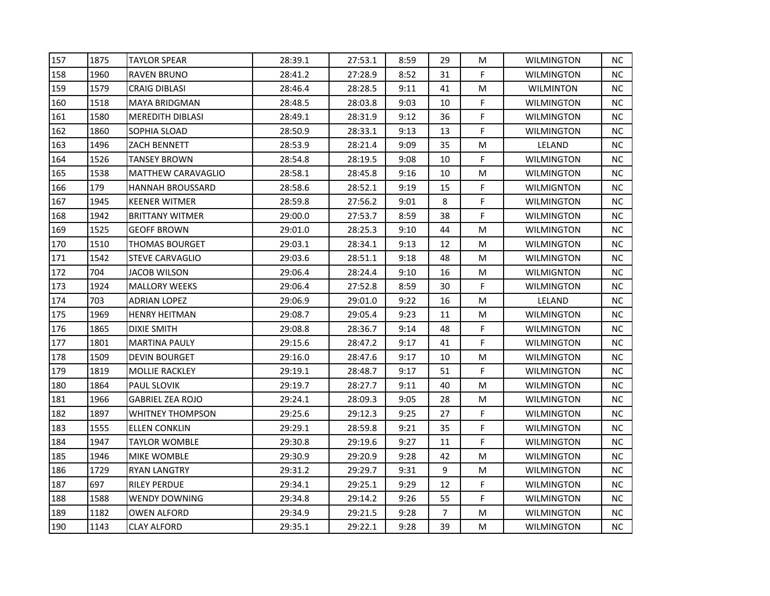| 157 | 1875 | TAYLOR SPEAR | 28:39.1 | 27:53.1 | 8:59 | 29 | M | WILMINGTON | NC |
|---|---|---|---|---|---|---|---|---|---|
| 158 | 1960 | RAVEN BRUNO | 28:41.2 | 27:28.9 | 8:52 | 31 | F | WILMINGTON | NC |
| 159 | 1579 | CRAIG DIBLASI | 28:46.4 | 28:28.5 | 9:11 | 41 | M | WILMINTON | NC |
| 160 | 1518 | MAYA BRIDGMAN | 28:48.5 | 28:03.8 | 9:03 | 10 | F | WILMINGTON | NC |
| 161 | 1580 | MEREDITH DIBLASI | 28:49.1 | 28:31.9 | 9:12 | 36 | F | WILMINGTON | NC |
| 162 | 1860 | SOPHIA SLOAD | 28:50.9 | 28:33.1 | 9:13 | 13 | F | WILMINGTON | NC |
| 163 | 1496 | ZACH BENNETT | 28:53.9 | 28:21.4 | 9:09 | 35 | M | LELAND | NC |
| 164 | 1526 | TANSEY BROWN | 28:54.8 | 28:19.5 | 9:08 | 10 | F | WILMINGTON | NC |
| 165 | 1538 | MATTHEW CARAVAGLIO | 28:58.1 | 28:45.8 | 9:16 | 10 | M | WILMINGTON | NC |
| 166 | 179 | HANNAH BROUSSARD | 28:58.6 | 28:52.1 | 9:19 | 15 | F | WILMIGNTON | NC |
| 167 | 1945 | KEENER WITMER | 28:59.8 | 27:56.2 | 9:01 | 8 | F | WILMINGTON | NC |
| 168 | 1942 | BRITTANY WITMER | 29:00.0 | 27:53.7 | 8:59 | 38 | F | WILMINGTON | NC |
| 169 | 1525 | GEOFF BROWN | 29:01.0 | 28:25.3 | 9:10 | 44 | M | WILMINGTON | NC |
| 170 | 1510 | THOMAS BOURGET | 29:03.1 | 28:34.1 | 9:13 | 12 | M | WILMINGTON | NC |
| 171 | 1542 | STEVE CARVAGLIO | 29:03.6 | 28:51.1 | 9:18 | 48 | M | WILMINGTON | NC |
| 172 | 704 | JACOB WILSON | 29:06.4 | 28:24.4 | 9:10 | 16 | M | WILMIGNTON | NC |
| 173 | 1924 | MALLORY WEEKS | 29:06.4 | 27:52.8 | 8:59 | 30 | F | WILMINGTON | NC |
| 174 | 703 | ADRIAN LOPEZ | 29:06.9 | 29:01.0 | 9:22 | 16 | M | LELAND | NC |
| 175 | 1969 | HENRY HEITMAN | 29:08.7 | 29:05.4 | 9:23 | 11 | M | WILMINGTON | NC |
| 176 | 1865 | DIXIE SMITH | 29:08.8 | 28:36.7 | 9:14 | 48 | F | WILMINGTON | NC |
| 177 | 1801 | MARTINA PAULY | 29:15.6 | 28:47.2 | 9:17 | 41 | F | WILMINGTON | NC |
| 178 | 1509 | DEVIN BOURGET | 29:16.0 | 28:47.6 | 9:17 | 10 | M | WILMINGTON | NC |
| 179 | 1819 | MOLLIE RACKLEY | 29:19.1 | 28:48.7 | 9:17 | 51 | F | WILMINGTON | NC |
| 180 | 1864 | PAUL SLOVIK | 29:19.7 | 28:27.7 | 9:11 | 40 | M | WILMINGTON | NC |
| 181 | 1966 | GABRIEL ZEA ROJO | 29:24.1 | 28:09.3 | 9:05 | 28 | M | WILMINGTON | NC |
| 182 | 1897 | WHITNEY THOMPSON | 29:25.6 | 29:12.3 | 9:25 | 27 | F | WILMINGTON | NC |
| 183 | 1555 | ELLEN CONKLIN | 29:29.1 | 28:59.8 | 9:21 | 35 | F | WILMINGTON | NC |
| 184 | 1947 | TAYLOR WOMBLE | 29:30.8 | 29:19.6 | 9:27 | 11 | F | WILMINGTON | NC |
| 185 | 1946 | MIKE WOMBLE | 29:30.9 | 29:20.9 | 9:28 | 42 | M | WILMINGTON | NC |
| 186 | 1729 | RYAN LANGTRY | 29:31.2 | 29:29.7 | 9:31 | 9 | M | WILMINGTON | NC |
| 187 | 697 | RILEY PERDUE | 29:34.1 | 29:25.1 | 9:29 | 12 | F | WILMINGTON | NC |
| 188 | 1588 | WENDY DOWNING | 29:34.8 | 29:14.2 | 9:26 | 55 | F | WILMINGTON | NC |
| 189 | 1182 | OWEN ALFORD | 29:34.9 | 29:21.5 | 9:28 | 7 | M | WILMINGTON | NC |
| 190 | 1143 | CLAY ALFORD | 29:35.1 | 29:22.1 | 9:28 | 39 | M | WILMINGTON | NC |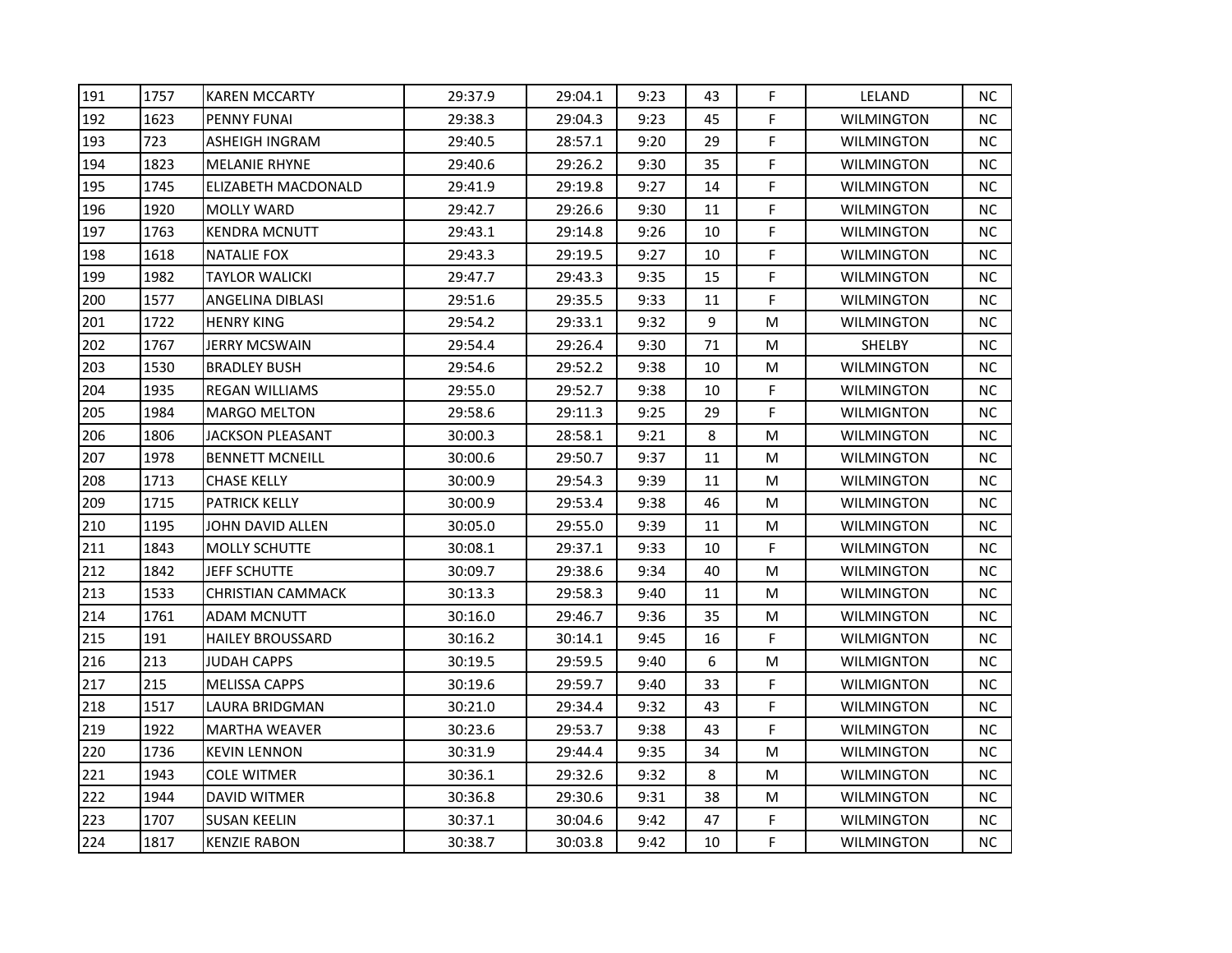| 191 | 1757 | KAREN MCCARTY | 29:37.9 | 29:04.1 | 9:23 | 43 | F | LELAND | NC |
|---|---|---|---|---|---|---|---|---|---|
| 192 | 1623 | PENNY FUNAI | 29:38.3 | 29:04.3 | 9:23 | 45 | F | WILMINGTON | NC |
| 193 | 723 | ASHEIGH INGRAM | 29:40.5 | 28:57.1 | 9:20 | 29 | F | WILMINGTON | NC |
| 194 | 1823 | MELANIE RHYNE | 29:40.6 | 29:26.2 | 9:30 | 35 | F | WILMINGTON | NC |
| 195 | 1745 | ELIZABETH MACDONALD | 29:41.9 | 29:19.8 | 9:27 | 14 | F | WILMINGTON | NC |
| 196 | 1920 | MOLLY WARD | 29:42.7 | 29:26.6 | 9:30 | 11 | F | WILMINGTON | NC |
| 197 | 1763 | KENDRA MCNUTT | 29:43.1 | 29:14.8 | 9:26 | 10 | F | WILMINGTON | NC |
| 198 | 1618 | NATALIE FOX | 29:43.3 | 29:19.5 | 9:27 | 10 | F | WILMINGTON | NC |
| 199 | 1982 | TAYLOR WALICKI | 29:47.7 | 29:43.3 | 9:35 | 15 | F | WILMINGTON | NC |
| 200 | 1577 | ANGELINA DIBLASI | 29:51.6 | 29:35.5 | 9:33 | 11 | F | WILMINGTON | NC |
| 201 | 1722 | HENRY KING | 29:54.2 | 29:33.1 | 9:32 | 9 | M | WILMINGTON | NC |
| 202 | 1767 | JERRY MCSWAIN | 29:54.4 | 29:26.4 | 9:30 | 71 | M | SHELBY | NC |
| 203 | 1530 | BRADLEY BUSH | 29:54.6 | 29:52.2 | 9:38 | 10 | M | WILMINGTON | NC |
| 204 | 1935 | REGAN WILLIAMS | 29:55.0 | 29:52.7 | 9:38 | 10 | F | WILMINGTON | NC |
| 205 | 1984 | MARGO MELTON | 29:58.6 | 29:11.3 | 9:25 | 29 | F | WILMIGNTON | NC |
| 206 | 1806 | JACKSON PLEASANT | 30:00.3 | 28:58.1 | 9:21 | 8 | M | WILMINGTON | NC |
| 207 | 1978 | BENNETT MCNEILL | 30:00.6 | 29:50.7 | 9:37 | 11 | M | WILMINGTON | NC |
| 208 | 1713 | CHASE KELLY | 30:00.9 | 29:54.3 | 9:39 | 11 | M | WILMINGTON | NC |
| 209 | 1715 | PATRICK KELLY | 30:00.9 | 29:53.4 | 9:38 | 46 | M | WILMINGTON | NC |
| 210 | 1195 | JOHN DAVID ALLEN | 30:05.0 | 29:55.0 | 9:39 | 11 | M | WILMINGTON | NC |
| 211 | 1843 | MOLLY SCHUTTE | 30:08.1 | 29:37.1 | 9:33 | 10 | F | WILMINGTON | NC |
| 212 | 1842 | JEFF SCHUTTE | 30:09.7 | 29:38.6 | 9:34 | 40 | M | WILMINGTON | NC |
| 213 | 1533 | CHRISTIAN CAMMACK | 30:13.3 | 29:58.3 | 9:40 | 11 | M | WILMINGTON | NC |
| 214 | 1761 | ADAM MCNUTT | 30:16.0 | 29:46.7 | 9:36 | 35 | M | WILMINGTON | NC |
| 215 | 191 | HAILEY BROUSSARD | 30:16.2 | 30:14.1 | 9:45 | 16 | F | WILMIGNTON | NC |
| 216 | 213 | JUDAH CAPPS | 30:19.5 | 29:59.5 | 9:40 | 6 | M | WILMIGNTON | NC |
| 217 | 215 | MELISSA CAPPS | 30:19.6 | 29:59.7 | 9:40 | 33 | F | WILMIGNTON | NC |
| 218 | 1517 | LAURA BRIDGMAN | 30:21.0 | 29:34.4 | 9:32 | 43 | F | WILMINGTON | NC |
| 219 | 1922 | MARTHA WEAVER | 30:23.6 | 29:53.7 | 9:38 | 43 | F | WILMINGTON | NC |
| 220 | 1736 | KEVIN LENNON | 30:31.9 | 29:44.4 | 9:35 | 34 | M | WILMINGTON | NC |
| 221 | 1943 | COLE WITMER | 30:36.1 | 29:32.6 | 9:32 | 8 | M | WILMINGTON | NC |
| 222 | 1944 | DAVID WITMER | 30:36.8 | 29:30.6 | 9:31 | 38 | M | WILMINGTON | NC |
| 223 | 1707 | SUSAN KEELIN | 30:37.1 | 30:04.6 | 9:42 | 47 | F | WILMINGTON | NC |
| 224 | 1817 | KENZIE RABON | 30:38.7 | 30:03.8 | 9:42 | 10 | F | WILMINGTON | NC |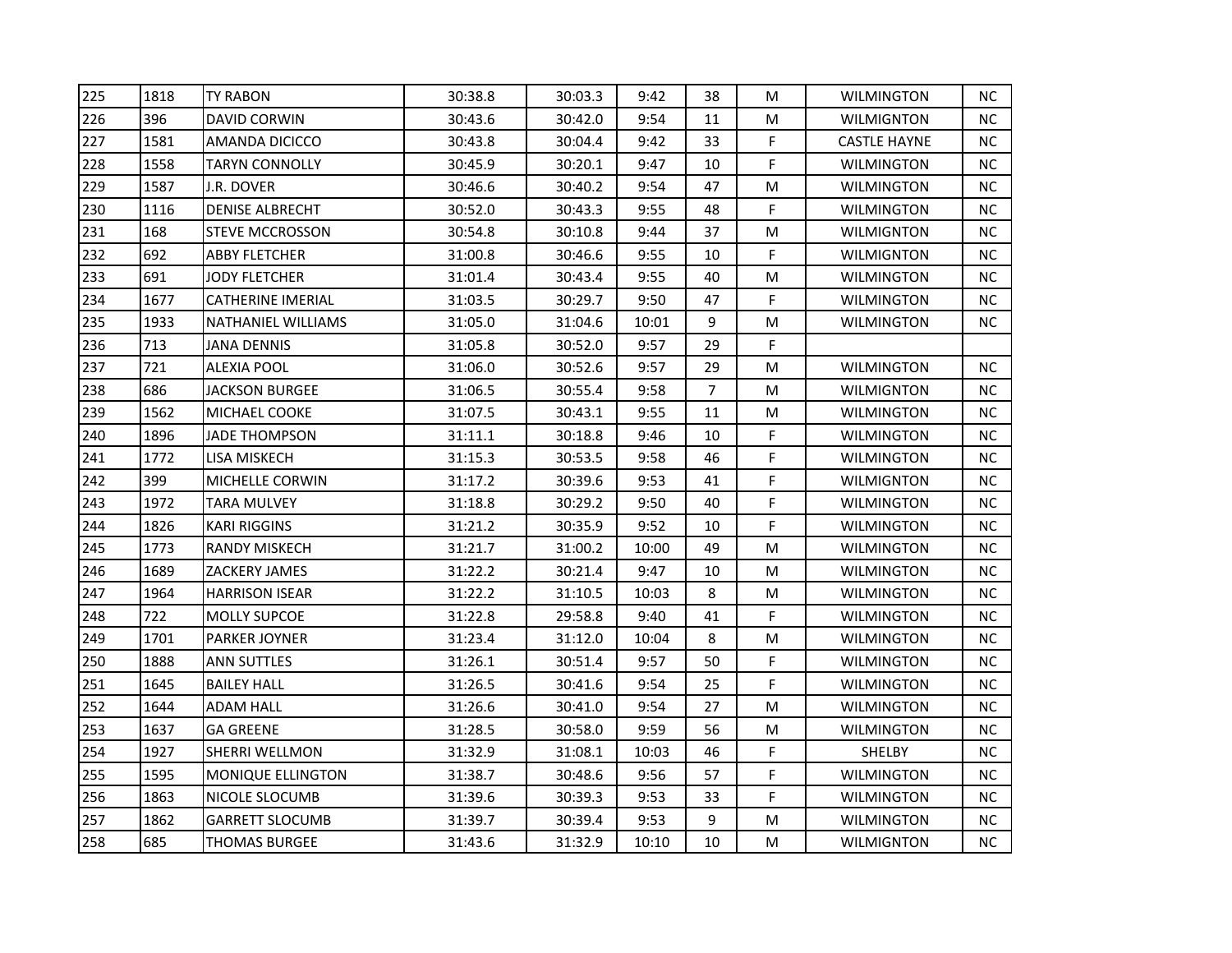| | | | | | | | | | |
|---|---|---|---|---|---|---|---|---|---|
| 225 | 1818 | TY RABON | 30:38.8 | 30:03.3 | 9:42 | 38 | M | WILMINGTON | NC |
| 226 | 396 | DAVID CORWIN | 30:43.6 | 30:42.0 | 9:54 | 11 | M | WILMIGNTON | NC |
| 227 | 1581 | AMANDA DICICCO | 30:43.8 | 30:04.4 | 9:42 | 33 | F | CASTLE HAYNE | NC |
| 228 | 1558 | TARYN CONNOLLY | 30:45.9 | 30:20.1 | 9:47 | 10 | F | WILMINGTON | NC |
| 229 | 1587 | J.R. DOVER | 30:46.6 | 30:40.2 | 9:54 | 47 | M | WILMINGTON | NC |
| 230 | 1116 | DENISE ALBRECHT | 30:52.0 | 30:43.3 | 9:55 | 48 | F | WILMINGTON | NC |
| 231 | 168 | STEVE MCCROSSON | 30:54.8 | 30:10.8 | 9:44 | 37 | M | WILMIGNTON | NC |
| 232 | 692 | ABBY FLETCHER | 31:00.8 | 30:46.6 | 9:55 | 10 | F | WILMIGNTON | NC |
| 233 | 691 | JODY FLETCHER | 31:01.4 | 30:43.4 | 9:55 | 40 | M | WILMINGTON | NC |
| 234 | 1677 | CATHERINE IMERIAL | 31:03.5 | 30:29.7 | 9:50 | 47 | F | WILMINGTON | NC |
| 235 | 1933 | NATHANIEL WILLIAMS | 31:05.0 | 31:04.6 | 10:01 | 9 | M | WILMINGTON | NC |
| 236 | 713 | JANA DENNIS | 31:05.8 | 30:52.0 | 9:57 | 29 | F | | |
| 237 | 721 | ALEXIA POOL | 31:06.0 | 30:52.6 | 9:57 | 29 | M | WILMINGTON | NC |
| 238 | 686 | JACKSON BURGEE | 31:06.5 | 30:55.4 | 9:58 | 7 | M | WILMIGNTON | NC |
| 239 | 1562 | MICHAEL COOKE | 31:07.5 | 30:43.1 | 9:55 | 11 | M | WILMINGTON | NC |
| 240 | 1896 | JADE THOMPSON | 31:11.1 | 30:18.8 | 9:46 | 10 | F | WILMINGTON | NC |
| 241 | 1772 | LISA MISKECH | 31:15.3 | 30:53.5 | 9:58 | 46 | F | WILMINGTON | NC |
| 242 | 399 | MICHELLE CORWIN | 31:17.2 | 30:39.6 | 9:53 | 41 | F | WILMIGNTON | NC |
| 243 | 1972 | TARA MULVEY | 31:18.8 | 30:29.2 | 9:50 | 40 | F | WILMINGTON | NC |
| 244 | 1826 | KARI RIGGINS | 31:21.2 | 30:35.9 | 9:52 | 10 | F | WILMINGTON | NC |
| 245 | 1773 | RANDY MISKECH | 31:21.7 | 31:00.2 | 10:00 | 49 | M | WILMINGTON | NC |
| 246 | 1689 | ZACKERY JAMES | 31:22.2 | 30:21.4 | 9:47 | 10 | M | WILMINGTON | NC |
| 247 | 1964 | HARRISON ISEAR | 31:22.2 | 31:10.5 | 10:03 | 8 | M | WILMINGTON | NC |
| 248 | 722 | MOLLY SUPCOE | 31:22.8 | 29:58.8 | 9:40 | 41 | F | WILMINGTON | NC |
| 249 | 1701 | PARKER JOYNER | 31:23.4 | 31:12.0 | 10:04 | 8 | M | WILMINGTON | NC |
| 250 | 1888 | ANN SUTTLES | 31:26.1 | 30:51.4 | 9:57 | 50 | F | WILMINGTON | NC |
| 251 | 1645 | BAILEY HALL | 31:26.5 | 30:41.6 | 9:54 | 25 | F | WILMINGTON | NC |
| 252 | 1644 | ADAM HALL | 31:26.6 | 30:41.0 | 9:54 | 27 | M | WILMINGTON | NC |
| 253 | 1637 | GA GREENE | 31:28.5 | 30:58.0 | 9:59 | 56 | M | WILMINGTON | NC |
| 254 | 1927 | SHERRI WELLMON | 31:32.9 | 31:08.1 | 10:03 | 46 | F | SHELBY | NC |
| 255 | 1595 | MONIQUE ELLINGTON | 31:38.7 | 30:48.6 | 9:56 | 57 | F | WILMINGTON | NC |
| 256 | 1863 | NICOLE SLOCUMB | 31:39.6 | 30:39.3 | 9:53 | 33 | F | WILMINGTON | NC |
| 257 | 1862 | GARRETT SLOCUMB | 31:39.7 | 30:39.4 | 9:53 | 9 | M | WILMINGTON | NC |
| 258 | 685 | THOMAS BURGEE | 31:43.6 | 31:32.9 | 10:10 | 10 | M | WILMIGNTON | NC |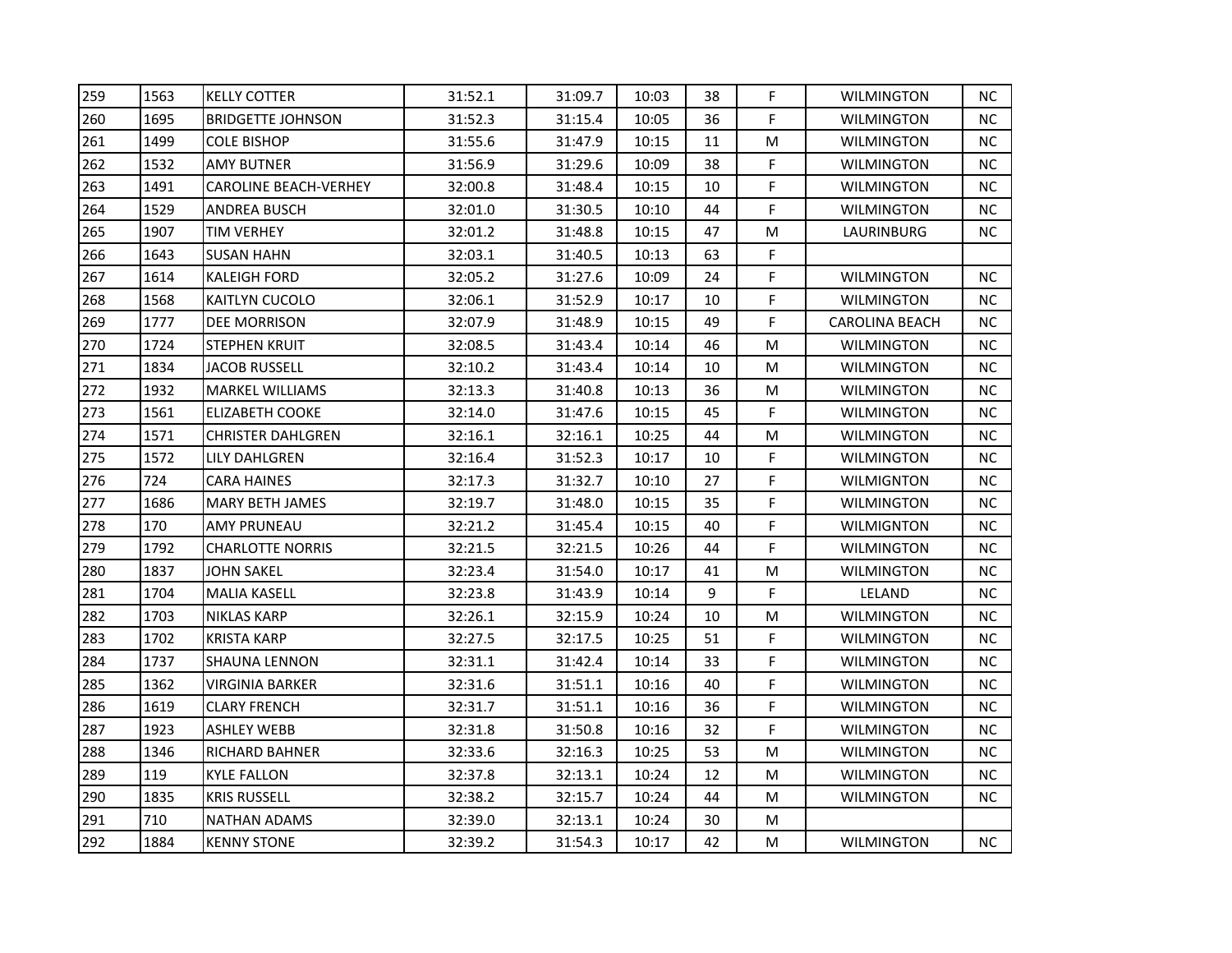| | | | | | | | | | |
|---|---|---|---|---|---|---|---|---|---|
| 259 | 1563 | KELLY COTTER | 31:52.1 | 31:09.7 | 10:03 | 38 | F | WILMINGTON | NC |
| 260 | 1695 | BRIDGETTE JOHNSON | 31:52.3 | 31:15.4 | 10:05 | 36 | F | WILMINGTON | NC |
| 261 | 1499 | COLE BISHOP | 31:55.6 | 31:47.9 | 10:15 | 11 | M | WILMINGTON | NC |
| 262 | 1532 | AMY BUTNER | 31:56.9 | 31:29.6 | 10:09 | 38 | F | WILMINGTON | NC |
| 263 | 1491 | CAROLINE BEACH-VERHEY | 32:00.8 | 31:48.4 | 10:15 | 10 | F | WILMINGTON | NC |
| 264 | 1529 | ANDREA BUSCH | 32:01.0 | 31:30.5 | 10:10 | 44 | F | WILMINGTON | NC |
| 265 | 1907 | TIM VERHEY | 32:01.2 | 31:48.8 | 10:15 | 47 | M | LAURINBURG | NC |
| 266 | 1643 | SUSAN HAHN | 32:03.1 | 31:40.5 | 10:13 | 63 | F | | |
| 267 | 1614 | KALEIGH FORD | 32:05.2 | 31:27.6 | 10:09 | 24 | F | WILMINGTON | NC |
| 268 | 1568 | KAITLYN CUCOLO | 32:06.1 | 31:52.9 | 10:17 | 10 | F | WILMINGTON | NC |
| 269 | 1777 | DEE MORRISON | 32:07.9 | 31:48.9 | 10:15 | 49 | F | CAROLINA BEACH | NC |
| 270 | 1724 | STEPHEN KRUIT | 32:08.5 | 31:43.4 | 10:14 | 46 | M | WILMINGTON | NC |
| 271 | 1834 | JACOB RUSSELL | 32:10.2 | 31:43.4 | 10:14 | 10 | M | WILMINGTON | NC |
| 272 | 1932 | MARKEL WILLIAMS | 32:13.3 | 31:40.8 | 10:13 | 36 | M | WILMINGTON | NC |
| 273 | 1561 | ELIZABETH COOKE | 32:14.0 | 31:47.6 | 10:15 | 45 | F | WILMINGTON | NC |
| 274 | 1571 | CHRISTER DAHLGREN | 32:16.1 | 32:16.1 | 10:25 | 44 | M | WILMINGTON | NC |
| 275 | 1572 | LILY DAHLGREN | 32:16.4 | 31:52.3 | 10:17 | 10 | F | WILMINGTON | NC |
| 276 | 724 | CARA HAINES | 32:17.3 | 31:32.7 | 10:10 | 27 | F | WILMIGNTON | NC |
| 277 | 1686 | MARY BETH JAMES | 32:19.7 | 31:48.0 | 10:15 | 35 | F | WILMINGTON | NC |
| 278 | 170 | AMY PRUNEAU | 32:21.2 | 31:45.4 | 10:15 | 40 | F | WILMIGNTON | NC |
| 279 | 1792 | CHARLOTTE NORRIS | 32:21.5 | 32:21.5 | 10:26 | 44 | F | WILMINGTON | NC |
| 280 | 1837 | JOHN SAKEL | 32:23.4 | 31:54.0 | 10:17 | 41 | M | WILMINGTON | NC |
| 281 | 1704 | MALIA KASELL | 32:23.8 | 31:43.9 | 10:14 | 9 | F | LELAND | NC |
| 282 | 1703 | NIKLAS KARP | 32:26.1 | 32:15.9 | 10:24 | 10 | M | WILMINGTON | NC |
| 283 | 1702 | KRISTA KARP | 32:27.5 | 32:17.5 | 10:25 | 51 | F | WILMINGTON | NC |
| 284 | 1737 | SHAUNA LENNON | 32:31.1 | 31:42.4 | 10:14 | 33 | F | WILMINGTON | NC |
| 285 | 1362 | VIRGINIA BARKER | 32:31.6 | 31:51.1 | 10:16 | 40 | F | WILMINGTON | NC |
| 286 | 1619 | CLARY FRENCH | 32:31.7 | 31:51.1 | 10:16 | 36 | F | WILMINGTON | NC |
| 287 | 1923 | ASHLEY WEBB | 32:31.8 | 31:50.8 | 10:16 | 32 | F | WILMINGTON | NC |
| 288 | 1346 | RICHARD BAHNER | 32:33.6 | 32:16.3 | 10:25 | 53 | M | WILMINGTON | NC |
| 289 | 119 | KYLE FALLON | 32:37.8 | 32:13.1 | 10:24 | 12 | M | WILMINGTON | NC |
| 290 | 1835 | KRIS RUSSELL | 32:38.2 | 32:15.7 | 10:24 | 44 | M | WILMINGTON | NC |
| 291 | 710 | NATHAN ADAMS | 32:39.0 | 32:13.1 | 10:24 | 30 | M | | |
| 292 | 1884 | KENNY STONE | 32:39.2 | 31:54.3 | 10:17 | 42 | M | WILMINGTON | NC |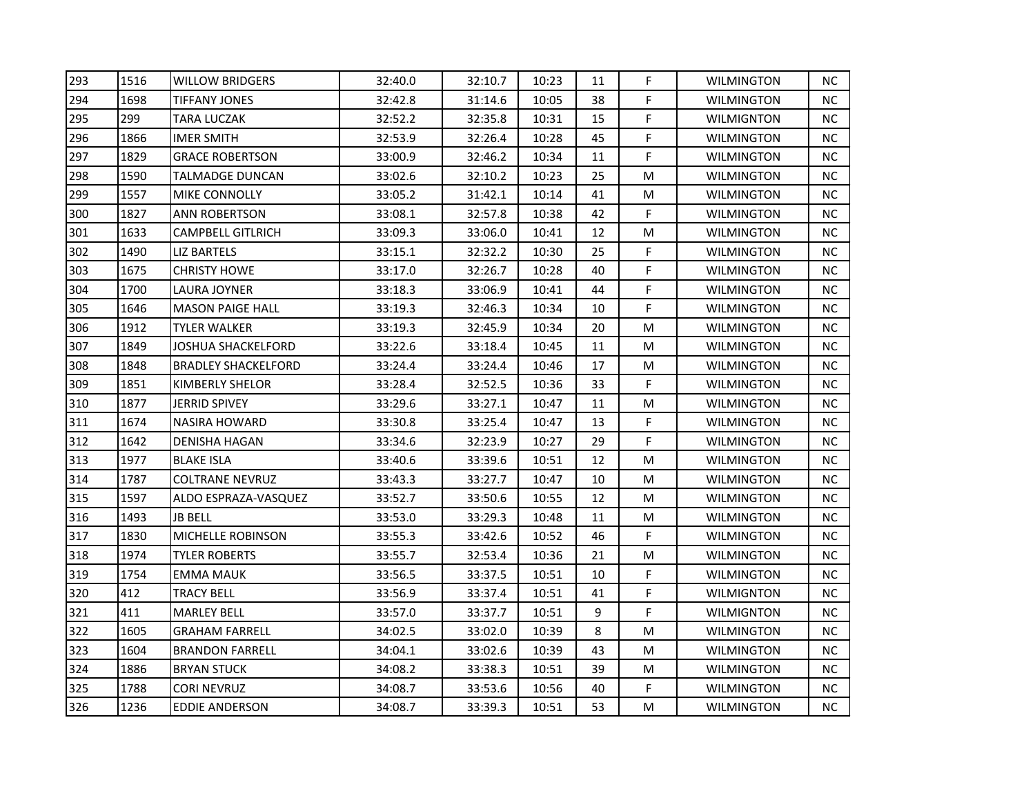| | | | | | | | | | |
|---|---|---|---|---|---|---|---|---|---|
| 293 | 1516 | WILLOW BRIDGERS | 32:40.0 | 32:10.7 | 10:23 | 11 | F | WILMINGTON | NC |
| 294 | 1698 | TIFFANY JONES | 32:42.8 | 31:14.6 | 10:05 | 38 | F | WILMINGTON | NC |
| 295 | 299 | TARA LUCZAK | 32:52.2 | 32:35.8 | 10:31 | 15 | F | WILMIGNTON | NC |
| 296 | 1866 | IMER SMITH | 32:53.9 | 32:26.4 | 10:28 | 45 | F | WILMINGTON | NC |
| 297 | 1829 | GRACE ROBERTSON | 33:00.9 | 32:46.2 | 10:34 | 11 | F | WILMINGTON | NC |
| 298 | 1590 | TALMADGE DUNCAN | 33:02.6 | 32:10.2 | 10:23 | 25 | M | WILMINGTON | NC |
| 299 | 1557 | MIKE CONNOLLY | 33:05.2 | 31:42.1 | 10:14 | 41 | M | WILMINGTON | NC |
| 300 | 1827 | ANN ROBERTSON | 33:08.1 | 32:57.8 | 10:38 | 42 | F | WILMINGTON | NC |
| 301 | 1633 | CAMPBELL GITLRICH | 33:09.3 | 33:06.0 | 10:41 | 12 | M | WILMINGTON | NC |
| 302 | 1490 | LIZ BARTELS | 33:15.1 | 32:32.2 | 10:30 | 25 | F | WILMINGTON | NC |
| 303 | 1675 | CHRISTY HOWE | 33:17.0 | 32:26.7 | 10:28 | 40 | F | WILMINGTON | NC |
| 304 | 1700 | LAURA JOYNER | 33:18.3 | 33:06.9 | 10:41 | 44 | F | WILMINGTON | NC |
| 305 | 1646 | MASON PAIGE HALL | 33:19.3 | 32:46.3 | 10:34 | 10 | F | WILMINGTON | NC |
| 306 | 1912 | TYLER WALKER | 33:19.3 | 32:45.9 | 10:34 | 20 | M | WILMINGTON | NC |
| 307 | 1849 | JOSHUA SHACKELFORD | 33:22.6 | 33:18.4 | 10:45 | 11 | M | WILMINGTON | NC |
| 308 | 1848 | BRADLEY SHACKELFORD | 33:24.4 | 33:24.4 | 10:46 | 17 | M | WILMINGTON | NC |
| 309 | 1851 | KIMBERLY SHELOR | 33:28.4 | 32:52.5 | 10:36 | 33 | F | WILMINGTON | NC |
| 310 | 1877 | JERRID SPIVEY | 33:29.6 | 33:27.1 | 10:47 | 11 | M | WILMINGTON | NC |
| 311 | 1674 | NASIRA HOWARD | 33:30.8 | 33:25.4 | 10:47 | 13 | F | WILMINGTON | NC |
| 312 | 1642 | DENISHA HAGAN | 33:34.6 | 32:23.9 | 10:27 | 29 | F | WILMINGTON | NC |
| 313 | 1977 | BLAKE ISLA | 33:40.6 | 33:39.6 | 10:51 | 12 | M | WILMINGTON | NC |
| 314 | 1787 | COLTRANE NEVRUZ | 33:43.3 | 33:27.7 | 10:47 | 10 | M | WILMINGTON | NC |
| 315 | 1597 | ALDO ESPRAZA-VASQUEZ | 33:52.7 | 33:50.6 | 10:55 | 12 | M | WILMINGTON | NC |
| 316 | 1493 | JB BELL | 33:53.0 | 33:29.3 | 10:48 | 11 | M | WILMINGTON | NC |
| 317 | 1830 | MICHELLE ROBINSON | 33:55.3 | 33:42.6 | 10:52 | 46 | F | WILMINGTON | NC |
| 318 | 1974 | TYLER ROBERTS | 33:55.7 | 32:53.4 | 10:36 | 21 | M | WILMINGTON | NC |
| 319 | 1754 | EMMA MAUK | 33:56.5 | 33:37.5 | 10:51 | 10 | F | WILMINGTON | NC |
| 320 | 412 | TRACY BELL | 33:56.9 | 33:37.4 | 10:51 | 41 | F | WILMIGNTON | NC |
| 321 | 411 | MARLEY BELL | 33:57.0 | 33:37.7 | 10:51 | 9 | F | WILMIGNTON | NC |
| 322 | 1605 | GRAHAM FARRELL | 34:02.5 | 33:02.0 | 10:39 | 8 | M | WILMINGTON | NC |
| 323 | 1604 | BRANDON FARRELL | 34:04.1 | 33:02.6 | 10:39 | 43 | M | WILMINGTON | NC |
| 324 | 1886 | BRYAN STUCK | 34:08.2 | 33:38.3 | 10:51 | 39 | M | WILMINGTON | NC |
| 325 | 1788 | CORI NEVRUZ | 34:08.7 | 33:53.6 | 10:56 | 40 | F | WILMINGTON | NC |
| 326 | 1236 | EDDIE ANDERSON | 34:08.7 | 33:39.3 | 10:51 | 53 | M | WILMINGTON | NC |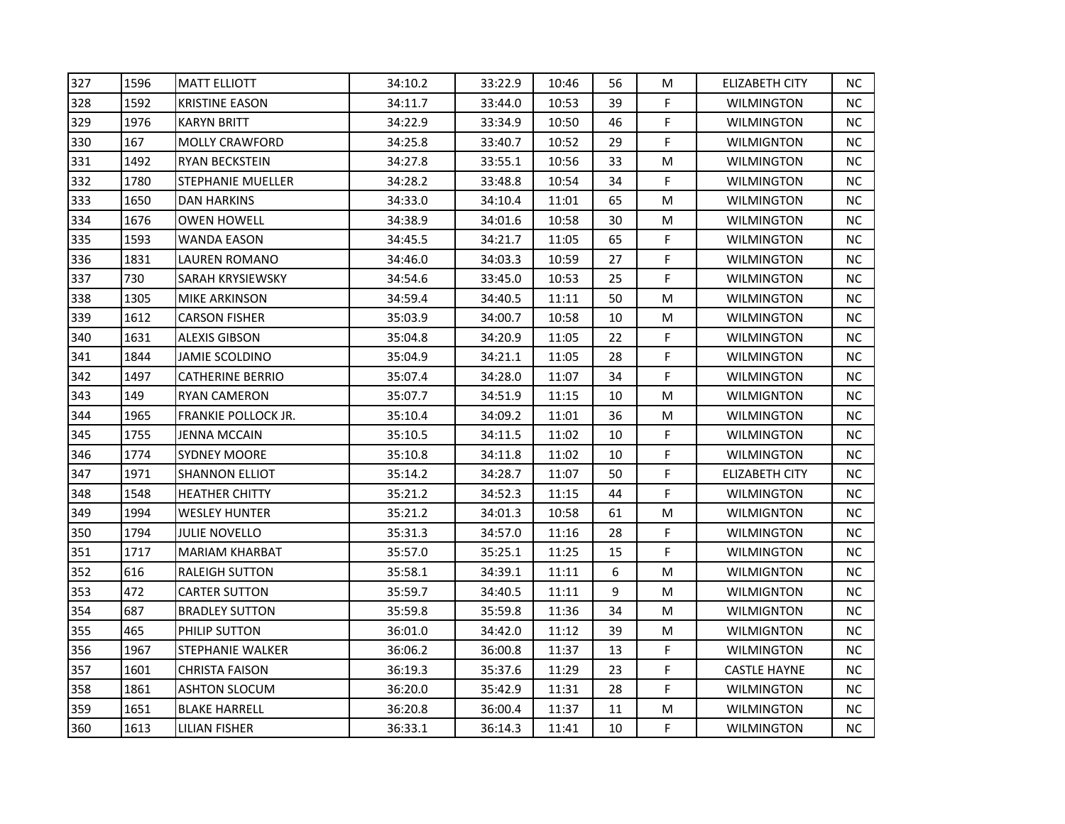| | | | | | | | | | |
|---|---|---|---|---|---|---|---|---|---|
| 327 | 1596 | MATT ELLIOTT | 34:10.2 | 33:22.9 | 10:46 | 56 | M | ELIZABETH CITY | NC |
| 328 | 1592 | KRISTINE EASON | 34:11.7 | 33:44.0 | 10:53 | 39 | F | WILMINGTON | NC |
| 329 | 1976 | KARYN BRITT | 34:22.9 | 33:34.9 | 10:50 | 46 | F | WILMINGTON | NC |
| 330 | 167 | MOLLY CRAWFORD | 34:25.8 | 33:40.7 | 10:52 | 29 | F | WILMIGNTON | NC |
| 331 | 1492 | RYAN BECKSTEIN | 34:27.8 | 33:55.1 | 10:56 | 33 | M | WILMINGTON | NC |
| 332 | 1780 | STEPHANIE MUELLER | 34:28.2 | 33:48.8 | 10:54 | 34 | F | WILMINGTON | NC |
| 333 | 1650 | DAN HARKINS | 34:33.0 | 34:10.4 | 11:01 | 65 | M | WILMINGTON | NC |
| 334 | 1676 | OWEN HOWELL | 34:38.9 | 34:01.6 | 10:58 | 30 | M | WILMINGTON | NC |
| 335 | 1593 | WANDA EASON | 34:45.5 | 34:21.7 | 11:05 | 65 | F | WILMINGTON | NC |
| 336 | 1831 | LAUREN ROMANO | 34:46.0 | 34:03.3 | 10:59 | 27 | F | WILMINGTON | NC |
| 337 | 730 | SARAH KRYSIEWSKY | 34:54.6 | 33:45.0 | 10:53 | 25 | F | WILMINGTON | NC |
| 338 | 1305 | MIKE ARKINSON | 34:59.4 | 34:40.5 | 11:11 | 50 | M | WILMINGTON | NC |
| 339 | 1612 | CARSON FISHER | 35:03.9 | 34:00.7 | 10:58 | 10 | M | WILMINGTON | NC |
| 340 | 1631 | ALEXIS GIBSON | 35:04.8 | 34:20.9 | 11:05 | 22 | F | WILMINGTON | NC |
| 341 | 1844 | JAMIE SCOLDINO | 35:04.9 | 34:21.1 | 11:05 | 28 | F | WILMINGTON | NC |
| 342 | 1497 | CATHERINE BERRIO | 35:07.4 | 34:28.0 | 11:07 | 34 | F | WILMINGTON | NC |
| 343 | 149 | RYAN CAMERON | 35:07.7 | 34:51.9 | 11:15 | 10 | M | WILMIGNTON | NC |
| 344 | 1965 | FRANKIE POLLOCK JR. | 35:10.4 | 34:09.2 | 11:01 | 36 | M | WILMINGTON | NC |
| 345 | 1755 | JENNA MCCAIN | 35:10.5 | 34:11.5 | 11:02 | 10 | F | WILMINGTON | NC |
| 346 | 1774 | SYDNEY MOORE | 35:10.8 | 34:11.8 | 11:02 | 10 | F | WILMINGTON | NC |
| 347 | 1971 | SHANNON ELLIOT | 35:14.2 | 34:28.7 | 11:07 | 50 | F | ELIZABETH CITY | NC |
| 348 | 1548 | HEATHER CHITTY | 35:21.2 | 34:52.3 | 11:15 | 44 | F | WILMINGTON | NC |
| 349 | 1994 | WESLEY HUNTER | 35:21.2 | 34:01.3 | 10:58 | 61 | M | WILMIGNTON | NC |
| 350 | 1794 | JULIE NOVELLO | 35:31.3 | 34:57.0 | 11:16 | 28 | F | WILMINGTON | NC |
| 351 | 1717 | MARIAM KHARBAT | 35:57.0 | 35:25.1 | 11:25 | 15 | F | WILMINGTON | NC |
| 352 | 616 | RALEIGH SUTTON | 35:58.1 | 34:39.1 | 11:11 | 6 | M | WILMIGNTON | NC |
| 353 | 472 | CARTER SUTTON | 35:59.7 | 34:40.5 | 11:11 | 9 | M | WILMIGNTON | NC |
| 354 | 687 | BRADLEY SUTTON | 35:59.8 | 35:59.8 | 11:36 | 34 | M | WILMIGNTON | NC |
| 355 | 465 | PHILIP SUTTON | 36:01.0 | 34:42.0 | 11:12 | 39 | M | WILMIGNTON | NC |
| 356 | 1967 | STEPHANIE WALKER | 36:06.2 | 36:00.8 | 11:37 | 13 | F | WILMINGTON | NC |
| 357 | 1601 | CHRISTA FAISON | 36:19.3 | 35:37.6 | 11:29 | 23 | F | CASTLE HAYNE | NC |
| 358 | 1861 | ASHTON SLOCUM | 36:20.0 | 35:42.9 | 11:31 | 28 | F | WILMINGTON | NC |
| 359 | 1651 | BLAKE HARRELL | 36:20.8 | 36:00.4 | 11:37 | 11 | M | WILMINGTON | NC |
| 360 | 1613 | LILIAN FISHER | 36:33.1 | 36:14.3 | 11:41 | 10 | F | WILMINGTON | NC |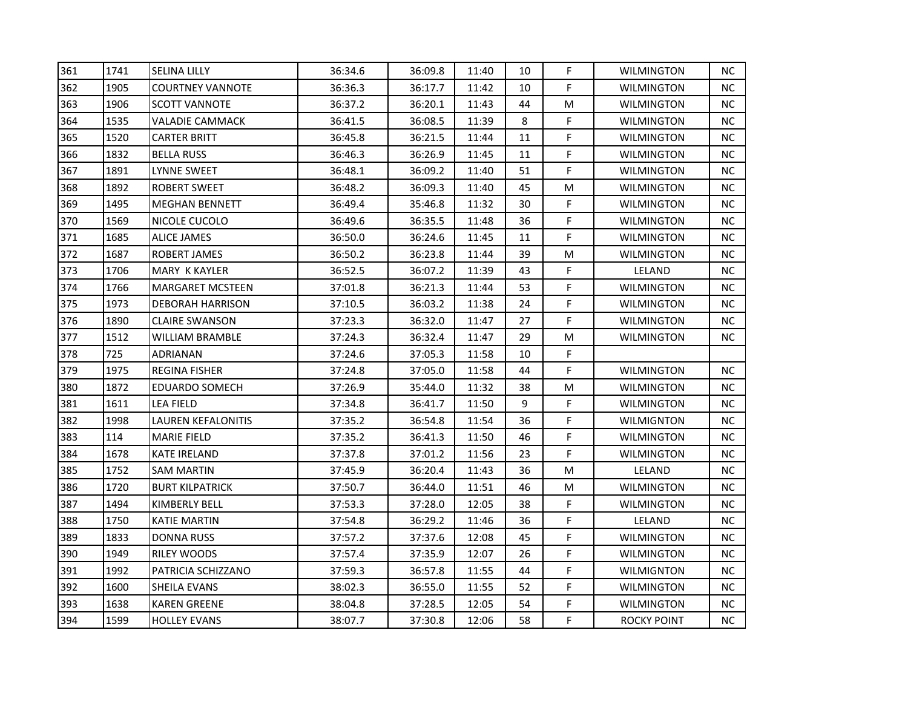| | | | | | | | | | |
|---|---|---|---|---|---|---|---|---|---|
| 361 | 1741 | SELINA LILLY | 36:34.6 | 36:09.8 | 11:40 | 10 | F | WILMINGTON | NC |
| 362 | 1905 | COURTNEY VANNOTE | 36:36.3 | 36:17.7 | 11:42 | 10 | F | WILMINGTON | NC |
| 363 | 1906 | SCOTT VANNOTE | 36:37.2 | 36:20.1 | 11:43 | 44 | M | WILMINGTON | NC |
| 364 | 1535 | VALADIE CAMMACK | 36:41.5 | 36:08.5 | 11:39 | 8 | F | WILMINGTON | NC |
| 365 | 1520 | CARTER BRITT | 36:45.8 | 36:21.5 | 11:44 | 11 | F | WILMINGTON | NC |
| 366 | 1832 | BELLA RUSS | 36:46.3 | 36:26.9 | 11:45 | 11 | F | WILMINGTON | NC |
| 367 | 1891 | LYNNE SWEET | 36:48.1 | 36:09.2 | 11:40 | 51 | F | WILMINGTON | NC |
| 368 | 1892 | ROBERT SWEET | 36:48.2 | 36:09.3 | 11:40 | 45 | M | WILMINGTON | NC |
| 369 | 1495 | MEGHAN BENNETT | 36:49.4 | 35:46.8 | 11:32 | 30 | F | WILMINGTON | NC |
| 370 | 1569 | NICOLE CUCOLO | 36:49.6 | 36:35.5 | 11:48 | 36 | F | WILMINGTON | NC |
| 371 | 1685 | ALICE JAMES | 36:50.0 | 36:24.6 | 11:45 | 11 | F | WILMINGTON | NC |
| 372 | 1687 | ROBERT JAMES | 36:50.2 | 36:23.8 | 11:44 | 39 | M | WILMINGTON | NC |
| 373 | 1706 | MARY K KAYLER | 36:52.5 | 36:07.2 | 11:39 | 43 | F | LELAND | NC |
| 374 | 1766 | MARGARET MCSTEEN | 37:01.8 | 36:21.3 | 11:44 | 53 | F | WILMINGTON | NC |
| 375 | 1973 | DEBORAH HARRISON | 37:10.5 | 36:03.2 | 11:38 | 24 | F | WILMINGTON | NC |
| 376 | 1890 | CLAIRE SWANSON | 37:23.3 | 36:32.0 | 11:47 | 27 | F | WILMINGTON | NC |
| 377 | 1512 | WILLIAM BRAMBLE | 37:24.3 | 36:32.4 | 11:47 | 29 | M | WILMINGTON | NC |
| 378 | 725 | ADRIANAN | 37:24.6 | 37:05.3 | 11:58 | 10 | F | | |
| 379 | 1975 | REGINA FISHER | 37:24.8 | 37:05.0 | 11:58 | 44 | F | WILMINGTON | NC |
| 380 | 1872 | EDUARDO SOMECH | 37:26.9 | 35:44.0 | 11:32 | 38 | M | WILMINGTON | NC |
| 381 | 1611 | LEA FIELD | 37:34.8 | 36:41.7 | 11:50 | 9 | F | WILMINGTON | NC |
| 382 | 1998 | LAUREN KEFALONITIS | 37:35.2 | 36:54.8 | 11:54 | 36 | F | WILMIGNTON | NC |
| 383 | 114 | MARIE FIELD | 37:35.2 | 36:41.3 | 11:50 | 46 | F | WILMINGTON | NC |
| 384 | 1678 | KATE IRELAND | 37:37.8 | 37:01.2 | 11:56 | 23 | F | WILMINGTON | NC |
| 385 | 1752 | SAM MARTIN | 37:45.9 | 36:20.4 | 11:43 | 36 | M | LELAND | NC |
| 386 | 1720 | BURT KILPATRICK | 37:50.7 | 36:44.0 | 11:51 | 46 | M | WILMINGTON | NC |
| 387 | 1494 | KIMBERLY BELL | 37:53.3 | 37:28.0 | 12:05 | 38 | F | WILMINGTON | NC |
| 388 | 1750 | KATIE MARTIN | 37:54.8 | 36:29.2 | 11:46 | 36 | F | LELAND | NC |
| 389 | 1833 | DONNA RUSS | 37:57.2 | 37:37.6 | 12:08 | 45 | F | WILMINGTON | NC |
| 390 | 1949 | RILEY WOODS | 37:57.4 | 37:35.9 | 12:07 | 26 | F | WILMINGTON | NC |
| 391 | 1992 | PATRICIA SCHIZZANO | 37:59.3 | 36:57.8 | 11:55 | 44 | F | WILMIGNTON | NC |
| 392 | 1600 | SHEILA EVANS | 38:02.3 | 36:55.0 | 11:55 | 52 | F | WILMINGTON | NC |
| 393 | 1638 | KAREN GREENE | 38:04.8 | 37:28.5 | 12:05 | 54 | F | WILMINGTON | NC |
| 394 | 1599 | HOLLEY EVANS | 38:07.7 | 37:30.8 | 12:06 | 58 | F | ROCKY POINT | NC |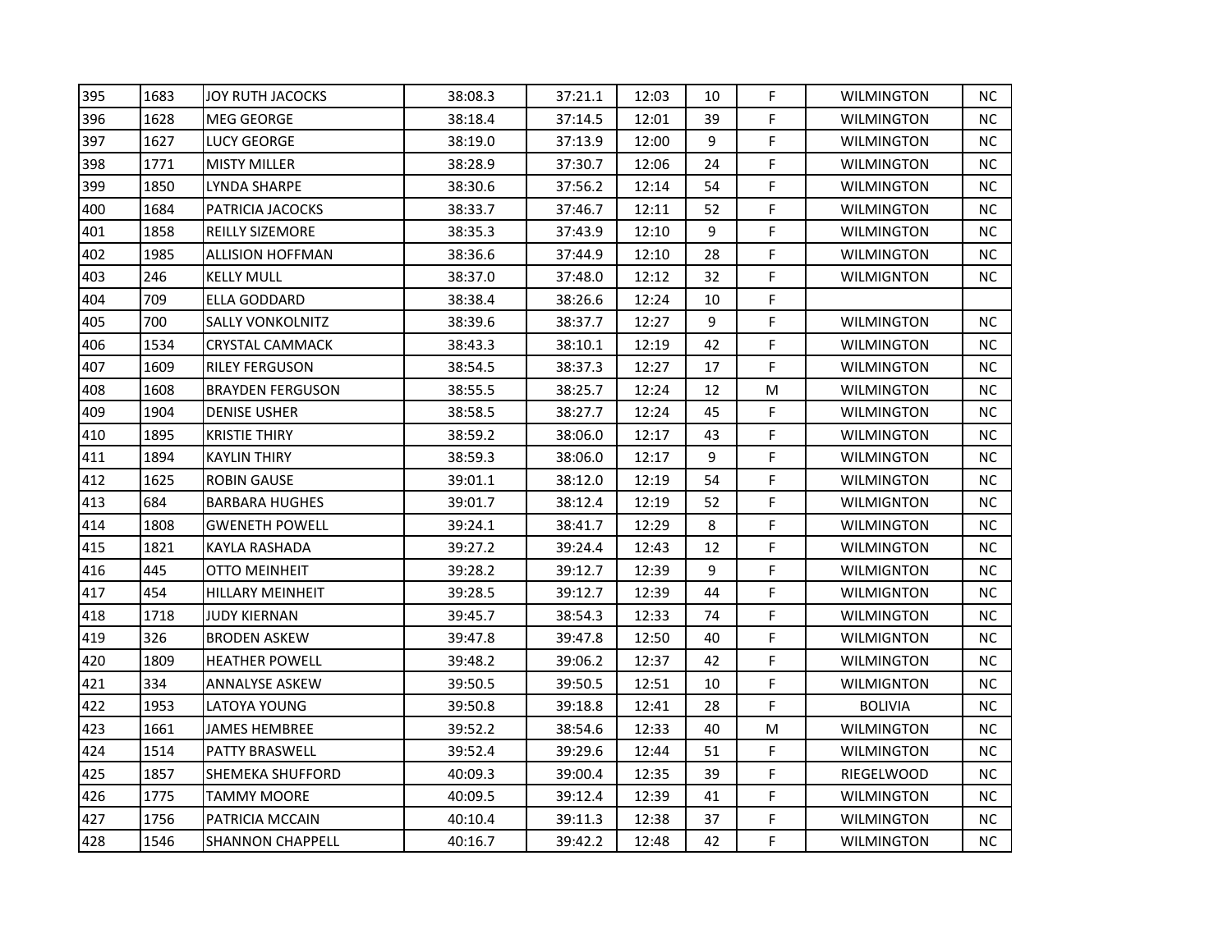| | | | | | | | | | |
|---|---|---|---|---|---|---|---|---|---|
| 395 | 1683 | JOY RUTH JACOCKS | 38:08.3 | 37:21.1 | 12:03 | 10 | F | WILMINGTON | NC |
| 396 | 1628 | MEG GEORGE | 38:18.4 | 37:14.5 | 12:01 | 39 | F | WILMINGTON | NC |
| 397 | 1627 | LUCY GEORGE | 38:19.0 | 37:13.9 | 12:00 | 9 | F | WILMINGTON | NC |
| 398 | 1771 | MISTY MILLER | 38:28.9 | 37:30.7 | 12:06 | 24 | F | WILMINGTON | NC |
| 399 | 1850 | LYNDA SHARPE | 38:30.6 | 37:56.2 | 12:14 | 54 | F | WILMINGTON | NC |
| 400 | 1684 | PATRICIA JACOCKS | 38:33.7 | 37:46.7 | 12:11 | 52 | F | WILMINGTON | NC |
| 401 | 1858 | REILLY SIZEMORE | 38:35.3 | 37:43.9 | 12:10 | 9 | F | WILMINGTON | NC |
| 402 | 1985 | ALLISION HOFFMAN | 38:36.6 | 37:44.9 | 12:10 | 28 | F | WILMINGTON | NC |
| 403 | 246 | KELLY MULL | 38:37.0 | 37:48.0 | 12:12 | 32 | F | WILMIGNTON | NC |
| 404 | 709 | ELLA GODDARD | 38:38.4 | 38:26.6 | 12:24 | 10 | F | | |
| 405 | 700 | SALLY VONKOLNITZ | 38:39.6 | 38:37.7 | 12:27 | 9 | F | WILMINGTON | NC |
| 406 | 1534 | CRYSTAL CAMMACK | 38:43.3 | 38:10.1 | 12:19 | 42 | F | WILMINGTON | NC |
| 407 | 1609 | RILEY FERGUSON | 38:54.5 | 38:37.3 | 12:27 | 17 | F | WILMINGTON | NC |
| 408 | 1608 | BRAYDEN FERGUSON | 38:55.5 | 38:25.7 | 12:24 | 12 | M | WILMINGTON | NC |
| 409 | 1904 | DENISE USHER | 38:58.5 | 38:27.7 | 12:24 | 45 | F | WILMINGTON | NC |
| 410 | 1895 | KRISTIE THIRY | 38:59.2 | 38:06.0 | 12:17 | 43 | F | WILMINGTON | NC |
| 411 | 1894 | KAYLIN THIRY | 38:59.3 | 38:06.0 | 12:17 | 9 | F | WILMINGTON | NC |
| 412 | 1625 | ROBIN GAUSE | 39:01.1 | 38:12.0 | 12:19 | 54 | F | WILMINGTON | NC |
| 413 | 684 | BARBARA HUGHES | 39:01.7 | 38:12.4 | 12:19 | 52 | F | WILMIGNTON | NC |
| 414 | 1808 | GWENETH POWELL | 39:24.1 | 38:41.7 | 12:29 | 8 | F | WILMINGTON | NC |
| 415 | 1821 | KAYLA RASHADA | 39:27.2 | 39:24.4 | 12:43 | 12 | F | WILMINGTON | NC |
| 416 | 445 | OTTO MEINHEIT | 39:28.2 | 39:12.7 | 12:39 | 9 | F | WILMIGNTON | NC |
| 417 | 454 | HILLARY MEINHEIT | 39:28.5 | 39:12.7 | 12:39 | 44 | F | WILMIGNTON | NC |
| 418 | 1718 | JUDY KIERNAN | 39:45.7 | 38:54.3 | 12:33 | 74 | F | WILMINGTON | NC |
| 419 | 326 | BRODEN ASKEW | 39:47.8 | 39:47.8 | 12:50 | 40 | F | WILMIGNTON | NC |
| 420 | 1809 | HEATHER POWELL | 39:48.2 | 39:06.2 | 12:37 | 42 | F | WILMINGTON | NC |
| 421 | 334 | ANNALYSE ASKEW | 39:50.5 | 39:50.5 | 12:51 | 10 | F | WILMIGNTON | NC |
| 422 | 1953 | LATOYA YOUNG | 39:50.8 | 39:18.8 | 12:41 | 28 | F | BOLIVIA | NC |
| 423 | 1661 | JAMES HEMBREE | 39:52.2 | 38:54.6 | 12:33 | 40 | M | WILMINGTON | NC |
| 424 | 1514 | PATTY BRASWELL | 39:52.4 | 39:29.6 | 12:44 | 51 | F | WILMINGTON | NC |
| 425 | 1857 | SHEMEKA SHUFFORD | 40:09.3 | 39:00.4 | 12:35 | 39 | F | RIEGELWOOD | NC |
| 426 | 1775 | TAMMY MOORE | 40:09.5 | 39:12.4 | 12:39 | 41 | F | WILMINGTON | NC |
| 427 | 1756 | PATRICIA MCCAIN | 40:10.4 | 39:11.3 | 12:38 | 37 | F | WILMINGTON | NC |
| 428 | 1546 | SHANNON CHAPPELL | 40:16.7 | 39:42.2 | 12:48 | 42 | F | WILMINGTON | NC |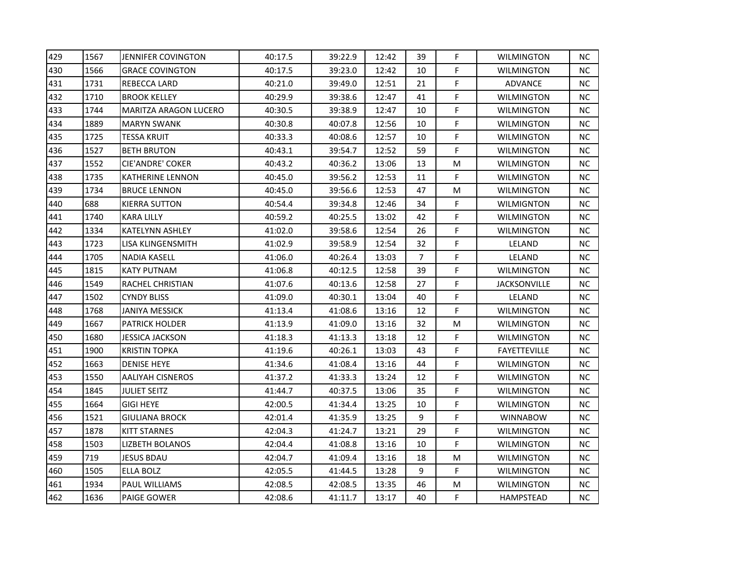| | | | | | | | | | |
|---|---|---|---|---|---|---|---|---|---|
| 429 | 1567 | JENNIFER COVINGTON | 40:17.5 | 39:22.9 | 12:42 | 39 | F | WILMINGTON | NC |
| 430 | 1566 | GRACE COVINGTON | 40:17.5 | 39:23.0 | 12:42 | 10 | F | WILMINGTON | NC |
| 431 | 1731 | REBECCA LARD | 40:21.0 | 39:49.0 | 12:51 | 21 | F | ADVANCE | NC |
| 432 | 1710 | BROOK KELLEY | 40:29.9 | 39:38.6 | 12:47 | 41 | F | WILMINGTON | NC |
| 433 | 1744 | MARITZA ARAGON LUCERO | 40:30.5 | 39:38.9 | 12:47 | 10 | F | WILMINGTON | NC |
| 434 | 1889 | MARYN SWANK | 40:30.8 | 40:07.8 | 12:56 | 10 | F | WILMINGTON | NC |
| 435 | 1725 | TESSA KRUIT | 40:33.3 | 40:08.6 | 12:57 | 10 | F | WILMINGTON | NC |
| 436 | 1527 | BETH BRUTON | 40:43.1 | 39:54.7 | 12:52 | 59 | F | WILMINGTON | NC |
| 437 | 1552 | CIE'ANDRE' COKER | 40:43.2 | 40:36.2 | 13:06 | 13 | M | WILMINGTON | NC |
| 438 | 1735 | KATHERINE LENNON | 40:45.0 | 39:56.2 | 12:53 | 11 | F | WILMINGTON | NC |
| 439 | 1734 | BRUCE LENNON | 40:45.0 | 39:56.6 | 12:53 | 47 | M | WILMINGTON | NC |
| 440 | 688 | KIERRA SUTTON | 40:54.4 | 39:34.8 | 12:46 | 34 | F | WILMIGNTON | NC |
| 441 | 1740 | KARA LILLY | 40:59.2 | 40:25.5 | 13:02 | 42 | F | WILMINGTON | NC |
| 442 | 1334 | KATELYNN ASHLEY | 41:02.0 | 39:58.6 | 12:54 | 26 | F | WILMINGTON | NC |
| 443 | 1723 | LISA KLINGENSMITH | 41:02.9 | 39:58.9 | 12:54 | 32 | F | LELAND | NC |
| 444 | 1705 | NADIA KASELL | 41:06.0 | 40:26.4 | 13:03 | 7 | F | LELAND | NC |
| 445 | 1815 | KATY PUTNAM | 41:06.8 | 40:12.5 | 12:58 | 39 | F | WILMINGTON | NC |
| 446 | 1549 | RACHEL CHRISTIAN | 41:07.6 | 40:13.6 | 12:58 | 27 | F | JACKSONVILLE | NC |
| 447 | 1502 | CYNDY BLISS | 41:09.0 | 40:30.1 | 13:04 | 40 | F | LELAND | NC |
| 448 | 1768 | JANIYA MESSICK | 41:13.4 | 41:08.6 | 13:16 | 12 | F | WILMINGTON | NC |
| 449 | 1667 | PATRICK HOLDER | 41:13.9 | 41:09.0 | 13:16 | 32 | M | WILMINGTON | NC |
| 450 | 1680 | JESSICA JACKSON | 41:18.3 | 41:13.3 | 13:18 | 12 | F | WILMINGTON | NC |
| 451 | 1900 | KRISTIN TOPKA | 41:19.6 | 40:26.1 | 13:03 | 43 | F | FAYETTEVILLE | NC |
| 452 | 1663 | DENISE HEYE | 41:34.6 | 41:08.4 | 13:16 | 44 | F | WILMINGTON | NC |
| 453 | 1550 | AALIYAH CISNEROS | 41:37.2 | 41:33.3 | 13:24 | 12 | F | WILMINGTON | NC |
| 454 | 1845 | JULIET SEITZ | 41:44.7 | 40:37.5 | 13:06 | 35 | F | WILMINGTON | NC |
| 455 | 1664 | GIGI HEYE | 42:00.5 | 41:34.4 | 13:25 | 10 | F | WILMINGTON | NC |
| 456 | 1521 | GIULIANA BROCK | 42:01.4 | 41:35.9 | 13:25 | 9 | F | WINNABOW | NC |
| 457 | 1878 | KITT STARNES | 42:04.3 | 41:24.7 | 13:21 | 29 | F | WILMINGTON | NC |
| 458 | 1503 | LIZBETH BOLANOS | 42:04.4 | 41:08.8 | 13:16 | 10 | F | WILMINGTON | NC |
| 459 | 719 | JESUS BDAU | 42:04.7 | 41:09.4 | 13:16 | 18 | M | WILMINGTON | NC |
| 460 | 1505 | ELLA BOLZ | 42:05.5 | 41:44.5 | 13:28 | 9 | F | WILMINGTON | NC |
| 461 | 1934 | PAUL WILLIAMS | 42:08.5 | 42:08.5 | 13:35 | 46 | M | WILMINGTON | NC |
| 462 | 1636 | PAIGE GOWER | 42:08.6 | 41:11.7 | 13:17 | 40 | F | HAMPSTEAD | NC |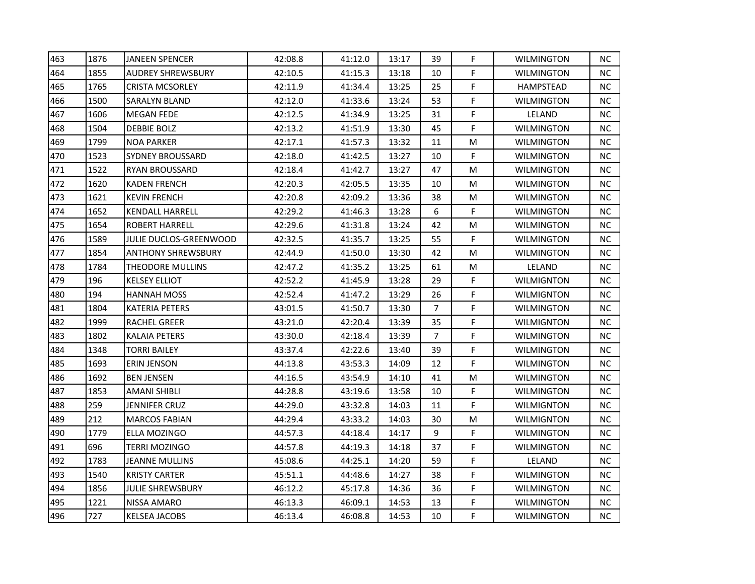| | | | | | | | | | |
|---|---|---|---|---|---|---|---|---|---|
| 463 | 1876 | JANEEN SPENCER | 42:08.8 | 41:12.0 | 13:17 | 39 | F | WILMINGTON | NC |
| 464 | 1855 | AUDREY SHREWSBURY | 42:10.5 | 41:15.3 | 13:18 | 10 | F | WILMINGTON | NC |
| 465 | 1765 | CRISTA MCSORLEY | 42:11.9 | 41:34.4 | 13:25 | 25 | F | HAMPSTEAD | NC |
| 466 | 1500 | SARALYN BLAND | 42:12.0 | 41:33.6 | 13:24 | 53 | F | WILMINGTON | NC |
| 467 | 1606 | MEGAN FEDE | 42:12.5 | 41:34.9 | 13:25 | 31 | F | LELAND | NC |
| 468 | 1504 | DEBBIE BOLZ | 42:13.2 | 41:51.9 | 13:30 | 45 | F | WILMINGTON | NC |
| 469 | 1799 | NOA PARKER | 42:17.1 | 41:57.3 | 13:32 | 11 | M | WILMINGTON | NC |
| 470 | 1523 | SYDNEY BROUSSARD | 42:18.0 | 41:42.5 | 13:27 | 10 | F | WILMINGTON | NC |
| 471 | 1522 | RYAN BROUSSARD | 42:18.4 | 41:42.7 | 13:27 | 47 | M | WILMINGTON | NC |
| 472 | 1620 | KADEN FRENCH | 42:20.3 | 42:05.5 | 13:35 | 10 | M | WILMINGTON | NC |
| 473 | 1621 | KEVIN FRENCH | 42:20.8 | 42:09.2 | 13:36 | 38 | M | WILMINGTON | NC |
| 474 | 1652 | KENDALL HARRELL | 42:29.2 | 41:46.3 | 13:28 | 6 | F | WILMINGTON | NC |
| 475 | 1654 | ROBERT HARRELL | 42:29.6 | 41:31.8 | 13:24 | 42 | M | WILMINGTON | NC |
| 476 | 1589 | JULIE DUCLOS-GREENWOOD | 42:32.5 | 41:35.7 | 13:25 | 55 | F | WILMINGTON | NC |
| 477 | 1854 | ANTHONY SHREWSBURY | 42:44.9 | 41:50.0 | 13:30 | 42 | M | WILMINGTON | NC |
| 478 | 1784 | THEODORE MULLINS | 42:47.2 | 41:35.2 | 13:25 | 61 | M | LELAND | NC |
| 479 | 196 | KELSEY ELLIOT | 42:52.2 | 41:45.9 | 13:28 | 29 | F | WILMIGNTON | NC |
| 480 | 194 | HANNAH MOSS | 42:52.4 | 41:47.2 | 13:29 | 26 | F | WILMIGNTON | NC |
| 481 | 1804 | KATERIA PETERS | 43:01.5 | 41:50.7 | 13:30 | 7 | F | WILMINGTON | NC |
| 482 | 1999 | RACHEL GREER | 43:21.0 | 42:20.4 | 13:39 | 35 | F | WILMIGNTON | NC |
| 483 | 1802 | KALAIA PETERS | 43:30.0 | 42:18.4 | 13:39 | 7 | F | WILMINGTON | NC |
| 484 | 1348 | TORRI BAILEY | 43:37.4 | 42:22.6 | 13:40 | 39 | F | WILMINGTON | NC |
| 485 | 1693 | ERIN JENSON | 44:13.8 | 43:53.3 | 14:09 | 12 | F | WILMINGTON | NC |
| 486 | 1692 | BEN JENSEN | 44:16.5 | 43:54.9 | 14:10 | 41 | M | WILMINGTON | NC |
| 487 | 1853 | AMANI SHIBLI | 44:28.8 | 43:19.6 | 13:58 | 10 | F | WILMINGTON | NC |
| 488 | 259 | JENNIFER CRUZ | 44:29.0 | 43:32.8 | 14:03 | 11 | F | WILMIGNTON | NC |
| 489 | 212 | MARCOS FABIAN | 44:29.4 | 43:33.2 | 14:03 | 30 | M | WILMIGNTON | NC |
| 490 | 1779 | ELLA MOZINGO | 44:57.3 | 44:18.4 | 14:17 | 9 | F | WILMINGTON | NC |
| 491 | 696 | TERRI MOZINGO | 44:57.8 | 44:19.3 | 14:18 | 37 | F | WILMINGTON | NC |
| 492 | 1783 | JEANNE MULLINS | 45:08.6 | 44:25.1 | 14:20 | 59 | F | LELAND | NC |
| 493 | 1540 | KRISTY CARTER | 45:51.1 | 44:48.6 | 14:27 | 38 | F | WILMINGTON | NC |
| 494 | 1856 | JULIE SHREWSBURY | 46:12.2 | 45:17.8 | 14:36 | 36 | F | WILMINGTON | NC |
| 495 | 1221 | NISSA AMARO | 46:13.3 | 46:09.1 | 14:53 | 13 | F | WILMINGTON | NC |
| 496 | 727 | KELSEA JACOBS | 46:13.4 | 46:08.8 | 14:53 | 10 | F | WILMINGTON | NC |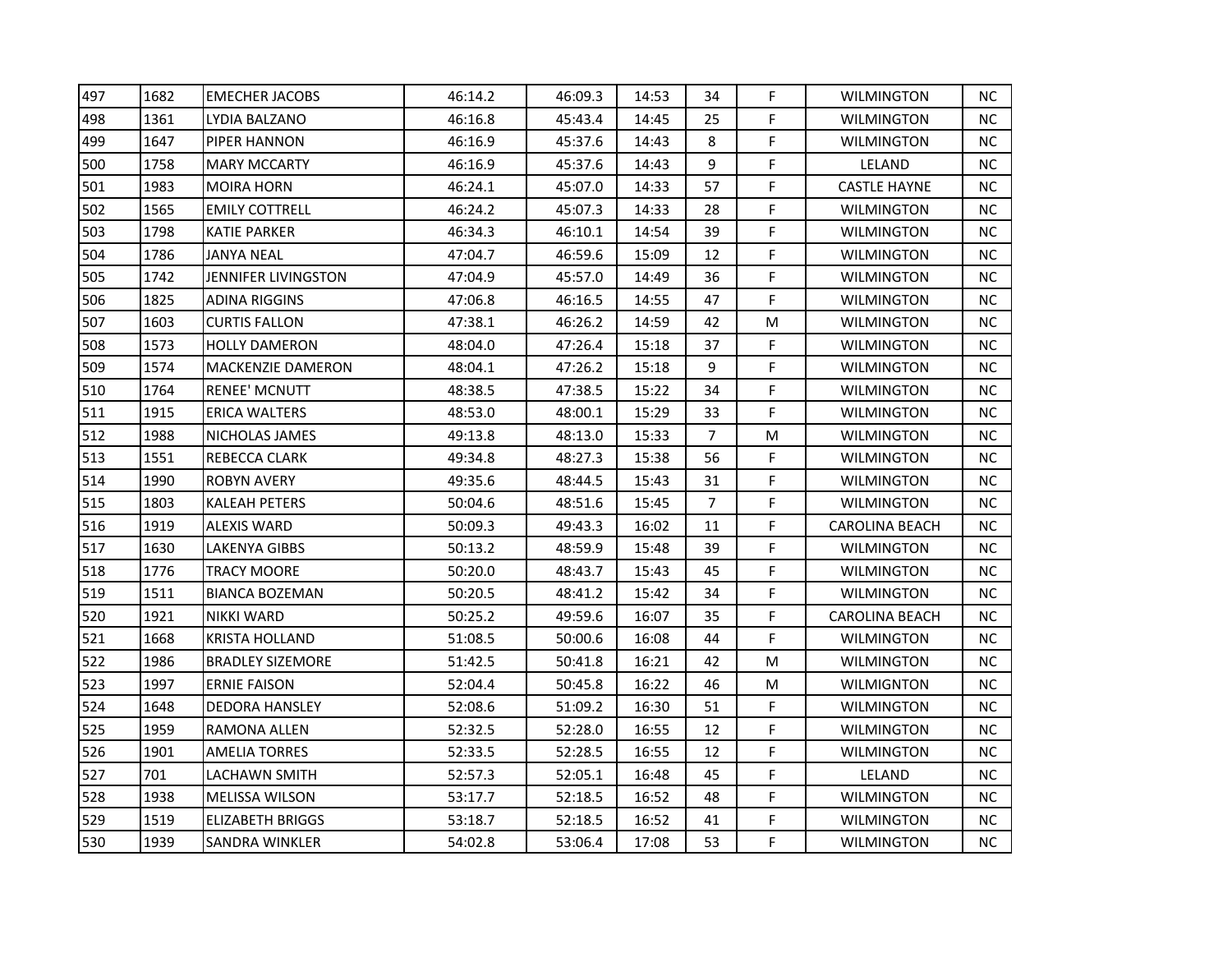| | | | | | | | | | |
|---|---|---|---|---|---|---|---|---|---|
| 497 | 1682 | EMECHER JACOBS | 46:14.2 | 46:09.3 | 14:53 | 34 | F | WILMINGTON | NC |
| 498 | 1361 | LYDIA BALZANO | 46:16.8 | 45:43.4 | 14:45 | 25 | F | WILMINGTON | NC |
| 499 | 1647 | PIPER HANNON | 46:16.9 | 45:37.6 | 14:43 | 8 | F | WILMINGTON | NC |
| 500 | 1758 | MARY MCCARTY | 46:16.9 | 45:37.6 | 14:43 | 9 | F | LELAND | NC |
| 501 | 1983 | MOIRA HORN | 46:24.1 | 45:07.0 | 14:33 | 57 | F | CASTLE HAYNE | NC |
| 502 | 1565 | EMILY COTTRELL | 46:24.2 | 45:07.3 | 14:33 | 28 | F | WILMINGTON | NC |
| 503 | 1798 | KATIE PARKER | 46:34.3 | 46:10.1 | 14:54 | 39 | F | WILMINGTON | NC |
| 504 | 1786 | JANYA NEAL | 47:04.7 | 46:59.6 | 15:09 | 12 | F | WILMINGTON | NC |
| 505 | 1742 | JENNIFER LIVINGSTON | 47:04.9 | 45:57.0 | 14:49 | 36 | F | WILMINGTON | NC |
| 506 | 1825 | ADINA RIGGINS | 47:06.8 | 46:16.5 | 14:55 | 47 | F | WILMINGTON | NC |
| 507 | 1603 | CURTIS FALLON | 47:38.1 | 46:26.2 | 14:59 | 42 | M | WILMINGTON | NC |
| 508 | 1573 | HOLLY DAMERON | 48:04.0 | 47:26.4 | 15:18 | 37 | F | WILMINGTON | NC |
| 509 | 1574 | MACKENZIE DAMERON | 48:04.1 | 47:26.2 | 15:18 | 9 | F | WILMINGTON | NC |
| 510 | 1764 | RENEE' MCNUTT | 48:38.5 | 47:38.5 | 15:22 | 34 | F | WILMINGTON | NC |
| 511 | 1915 | ERICA WALTERS | 48:53.0 | 48:00.1 | 15:29 | 33 | F | WILMINGTON | NC |
| 512 | 1988 | NICHOLAS JAMES | 49:13.8 | 48:13.0 | 15:33 | 7 | M | WILMINGTON | NC |
| 513 | 1551 | REBECCA CLARK | 49:34.8 | 48:27.3 | 15:38 | 56 | F | WILMINGTON | NC |
| 514 | 1990 | ROBYN AVERY | 49:35.6 | 48:44.5 | 15:43 | 31 | F | WILMINGTON | NC |
| 515 | 1803 | KALEAH PETERS | 50:04.6 | 48:51.6 | 15:45 | 7 | F | WILMINGTON | NC |
| 516 | 1919 | ALEXIS WARD | 50:09.3 | 49:43.3 | 16:02 | 11 | F | CAROLINA BEACH | NC |
| 517 | 1630 | LAKENYA GIBBS | 50:13.2 | 48:59.9 | 15:48 | 39 | F | WILMINGTON | NC |
| 518 | 1776 | TRACY MOORE | 50:20.0 | 48:43.7 | 15:43 | 45 | F | WILMINGTON | NC |
| 519 | 1511 | BIANCA BOZEMAN | 50:20.5 | 48:41.2 | 15:42 | 34 | F | WILMINGTON | NC |
| 520 | 1921 | NIKKI WARD | 50:25.2 | 49:59.6 | 16:07 | 35 | F | CAROLINA BEACH | NC |
| 521 | 1668 | KRISTA HOLLAND | 51:08.5 | 50:00.6 | 16:08 | 44 | F | WILMINGTON | NC |
| 522 | 1986 | BRADLEY SIZEMORE | 51:42.5 | 50:41.8 | 16:21 | 42 | M | WILMINGTON | NC |
| 523 | 1997 | ERNIE FAISON | 52:04.4 | 50:45.8 | 16:22 | 46 | M | WILMIGNTON | NC |
| 524 | 1648 | DEDORA HANSLEY | 52:08.6 | 51:09.2 | 16:30 | 51 | F | WILMINGTON | NC |
| 525 | 1959 | RAMONA ALLEN | 52:32.5 | 52:28.0 | 16:55 | 12 | F | WILMINGTON | NC |
| 526 | 1901 | AMELIA TORRES | 52:33.5 | 52:28.5 | 16:55 | 12 | F | WILMINGTON | NC |
| 527 | 701 | LACHAWN SMITH | 52:57.3 | 52:05.1 | 16:48 | 45 | F | LELAND | NC |
| 528 | 1938 | MELISSA WILSON | 53:17.7 | 52:18.5 | 16:52 | 48 | F | WILMINGTON | NC |
| 529 | 1519 | ELIZABETH BRIGGS | 53:18.7 | 52:18.5 | 16:52 | 41 | F | WILMINGTON | NC |
| 530 | 1939 | SANDRA WINKLER | 54:02.8 | 53:06.4 | 17:08 | 53 | F | WILMINGTON | NC |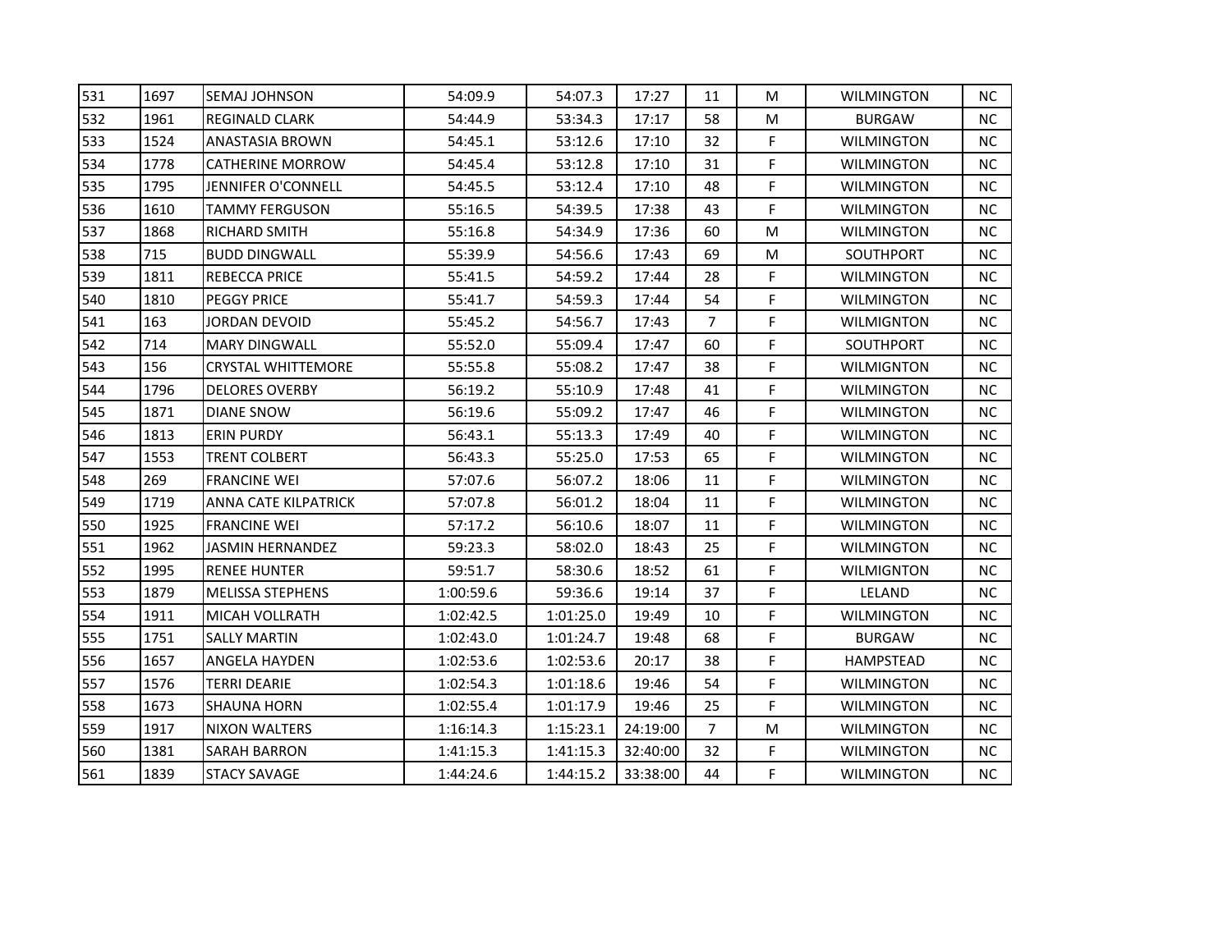| | | | | | | | | | |
|---|---|---|---|---|---|---|---|---|---|
| 531 | 1697 | SEMAJ JOHNSON | 54:09.9 | 54:07.3 | 17:27 | 11 | M | WILMINGTON | NC |
| 532 | 1961 | REGINALD CLARK | 54:44.9 | 53:34.3 | 17:17 | 58 | M | BURGAW | NC |
| 533 | 1524 | ANASTASIA BROWN | 54:45.1 | 53:12.6 | 17:10 | 32 | F | WILMINGTON | NC |
| 534 | 1778 | CATHERINE MORROW | 54:45.4 | 53:12.8 | 17:10 | 31 | F | WILMINGTON | NC |
| 535 | 1795 | JENNIFER O'CONNELL | 54:45.5 | 53:12.4 | 17:10 | 48 | F | WILMINGTON | NC |
| 536 | 1610 | TAMMY FERGUSON | 55:16.5 | 54:39.5 | 17:38 | 43 | F | WILMINGTON | NC |
| 537 | 1868 | RICHARD SMITH | 55:16.8 | 54:34.9 | 17:36 | 60 | M | WILMINGTON | NC |
| 538 | 715 | BUDD DINGWALL | 55:39.9 | 54:56.6 | 17:43 | 69 | M | SOUTHPORT | NC |
| 539 | 1811 | REBECCA PRICE | 55:41.5 | 54:59.2 | 17:44 | 28 | F | WILMINGTON | NC |
| 540 | 1810 | PEGGY PRICE | 55:41.7 | 54:59.3 | 17:44 | 54 | F | WILMINGTON | NC |
| 541 | 163 | JORDAN DEVOID | 55:45.2 | 54:56.7 | 17:43 | 7 | F | WILMIGNTON | NC |
| 542 | 714 | MARY DINGWALL | 55:52.0 | 55:09.4 | 17:47 | 60 | F | SOUTHPORT | NC |
| 543 | 156 | CRYSTAL WHITTEMORE | 55:55.8 | 55:08.2 | 17:47 | 38 | F | WILMIGNTON | NC |
| 544 | 1796 | DELORES OVERBY | 56:19.2 | 55:10.9 | 17:48 | 41 | F | WILMINGTON | NC |
| 545 | 1871 | DIANE SNOW | 56:19.6 | 55:09.2 | 17:47 | 46 | F | WILMINGTON | NC |
| 546 | 1813 | ERIN PURDY | 56:43.1 | 55:13.3 | 17:49 | 40 | F | WILMINGTON | NC |
| 547 | 1553 | TRENT COLBERT | 56:43.3 | 55:25.0 | 17:53 | 65 | F | WILMINGTON | NC |
| 548 | 269 | FRANCINE WEI | 57:07.6 | 56:07.2 | 18:06 | 11 | F | WILMINGTON | NC |
| 549 | 1719 | ANNA CATE KILPATRICK | 57:07.8 | 56:01.2 | 18:04 | 11 | F | WILMINGTON | NC |
| 550 | 1925 | FRANCINE WEI | 57:17.2 | 56:10.6 | 18:07 | 11 | F | WILMINGTON | NC |
| 551 | 1962 | JASMIN HERNANDEZ | 59:23.3 | 58:02.0 | 18:43 | 25 | F | WILMINGTON | NC |
| 552 | 1995 | RENEE HUNTER | 59:51.7 | 58:30.6 | 18:52 | 61 | F | WILMIGNTON | NC |
| 553 | 1879 | MELISSA STEPHENS | 1:00:59.6 | 59:36.6 | 19:14 | 37 | F | LELAND | NC |
| 554 | 1911 | MICAH VOLLRATH | 1:02:42.5 | 1:01:25.0 | 19:49 | 10 | F | WILMINGTON | NC |
| 555 | 1751 | SALLY MARTIN | 1:02:43.0 | 1:01:24.7 | 19:48 | 68 | F | BURGAW | NC |
| 556 | 1657 | ANGELA HAYDEN | 1:02:53.6 | 1:02:53.6 | 20:17 | 38 | F | HAMPSTEAD | NC |
| 557 | 1576 | TERRI DEARIE | 1:02:54.3 | 1:01:18.6 | 19:46 | 54 | F | WILMINGTON | NC |
| 558 | 1673 | SHAUNA HORN | 1:02:55.4 | 1:01:17.9 | 19:46 | 25 | F | WILMINGTON | NC |
| 559 | 1917 | NIXON WALTERS | 1:16:14.3 | 1:15:23.1 | 24:19:00 | 7 | M | WILMINGTON | NC |
| 560 | 1381 | SARAH BARRON | 1:41:15.3 | 1:41:15.3 | 32:40:00 | 32 | F | WILMINGTON | NC |
| 561 | 1839 | STACY SAVAGE | 1:44:24.6 | 1:44:15.2 | 33:38:00 | 44 | F | WILMINGTON | NC |